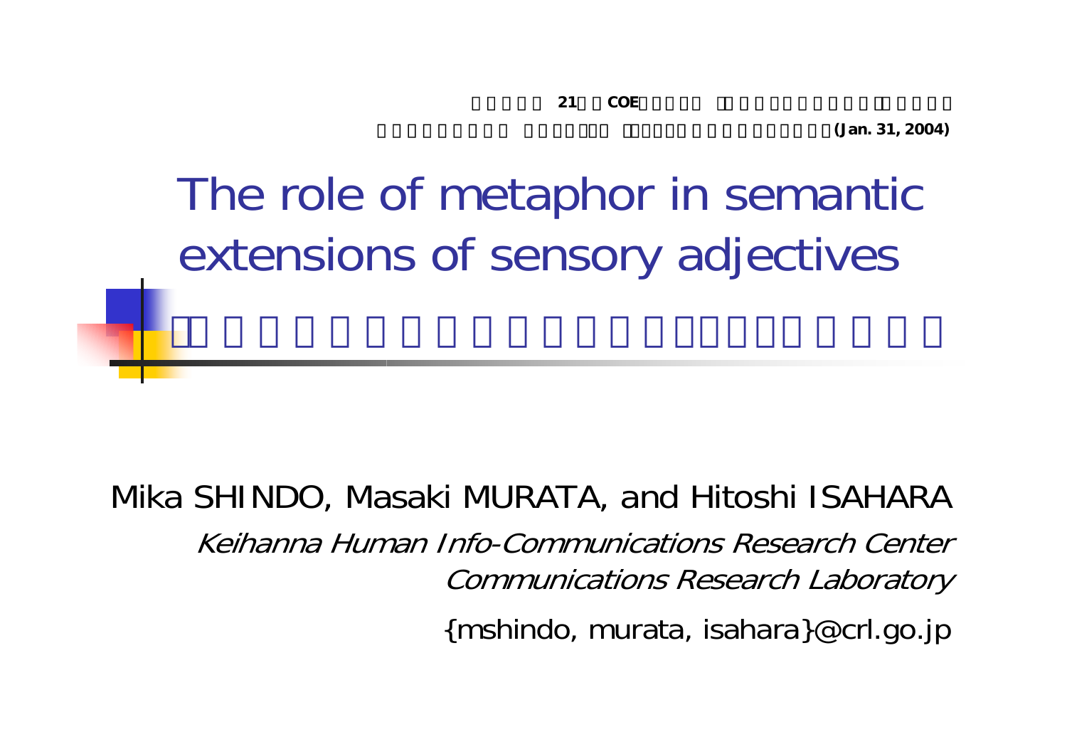21 COE

(Jan. 31, 2004)

# The role of metaphor in semantic extensions of sensory adjectives

Mika SHINDO, Masaki MURATA, and Hitoshi ISAHARA

*Keihanna Human Info-Communications Research Center*

*Communications Research Laboratory*

{mshindo, murata, isahara}@crl.go.jp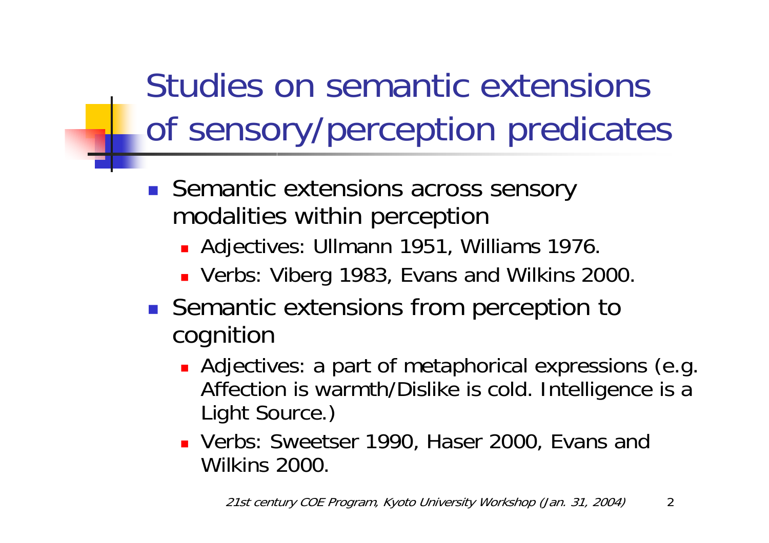# Studies on semantic extensions of sensory/perception predicates

- Semantic extensions across sensory modalities within perception
  - Adjectives: Ullmann 1951, Williams 1976.
  - Verbs: Viberg 1983, Evans and Wilkins 2000.
- Semantic extensions from perception to cognition
  - Adjectives: a part of metaphorical expressions (e.g. Affection is warmth/Dislike is cold. Intelligence is a Light Source.)
  - Verbs: Sweetser 1990, Haser 2000, Evans and Wilkins 2000.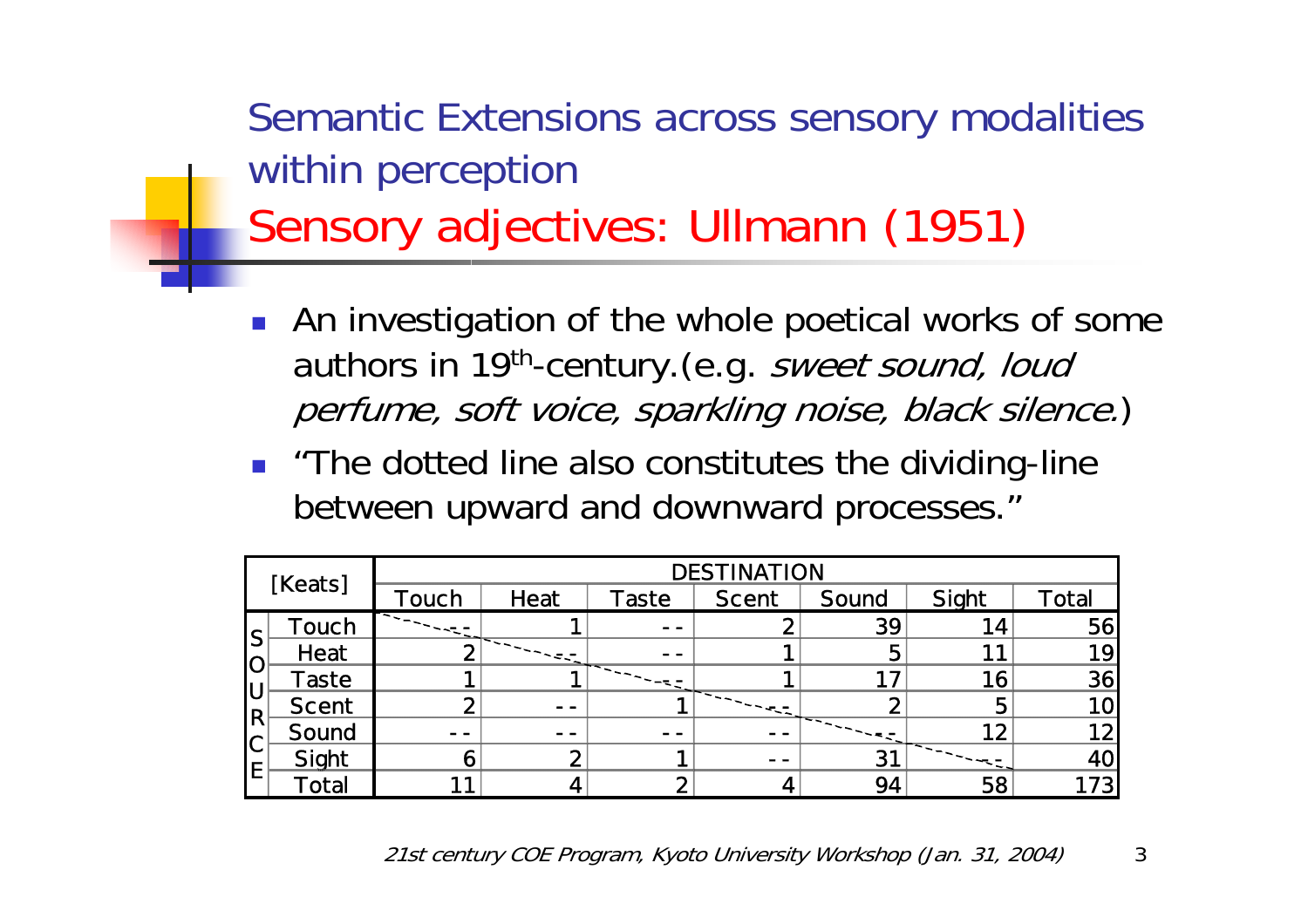# Semantic Extensions across sensory modalities within perception

## Sensory adjectives: Ullmann (1951)

- An investigation of the whole poetical works of some authors in 19th-century.(e.g. *sweet sound, loud perfume, soft voice, sparkling noise, black silence.*)
- "The dotted line also constitutes the dividing-line between upward and downward processes."

| [Keats] | | DESTINATION | | | | | | |
|---|---|---|---|---|---|---|---|---|
| | | Touch | Heat | Taste | Scent | Sound | Sight | Total |
| SOURCE | Touch | -- | 1 | -- | 2 | 39 | 14 | 56 |
| | Heat | 2 | -- | -- | 1 | 5 | 11 | 19 |
| | Taste | 1 | 1 | -- | 1 | 17 | 16 | 36 |
| | Scent | 2 | -- | 1 | -- | 2 | 5 | 10 |
| | Sound | -- | -- | -- | -- | -- | 12 | 12 |
| | Sight | 6 | 2 | 1 | -- | 31 | -- | 40 |
| | Total | 11 | 4 | 2 | 4 | 94 | 58 | 173 |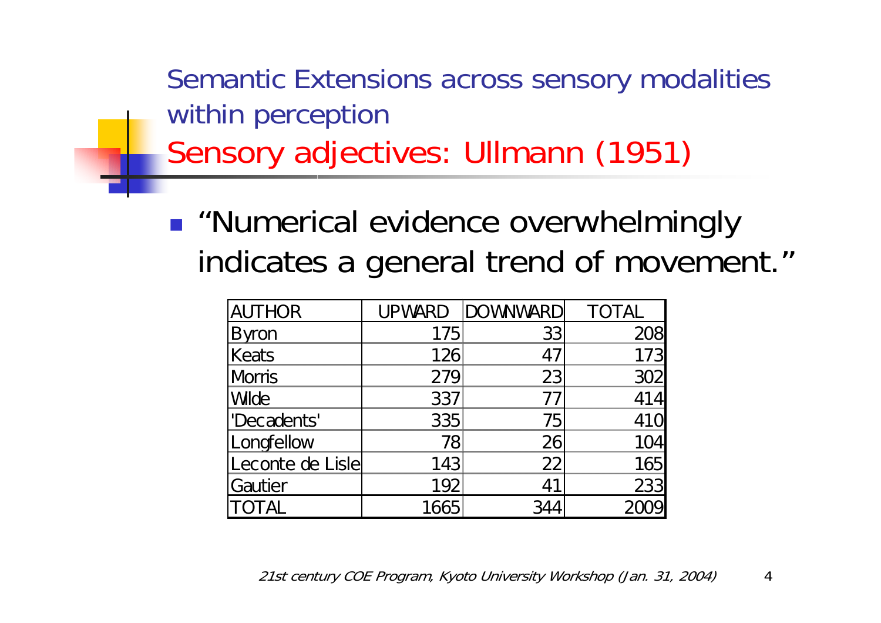# Semantic Extensions across sensory modalities within perception

## Sensory adjectives: Ullmann (1951)

- "Numerical evidence overwhelmingly indicates a general trend of movement."

| AUTHOR | UPWARD | DOWNWARD | TOTAL |
|---|---|---|---|
| Byron | 175 | 33 | 208 |
| Keats | 126 | 47 | 173 |
| Morris | 279 | 23 | 302 |
| Wilde | 337 | 77 | 414 |
| 'Decadents' | 335 | 75 | 410 |
| Longfellow | 78 | 26 | 104 |
| Leconte de Lisle | 143 | 22 | 165 |
| Gautier | 192 | 41 | 233 |
| TOTAL | 1665 | 344 | 2009 |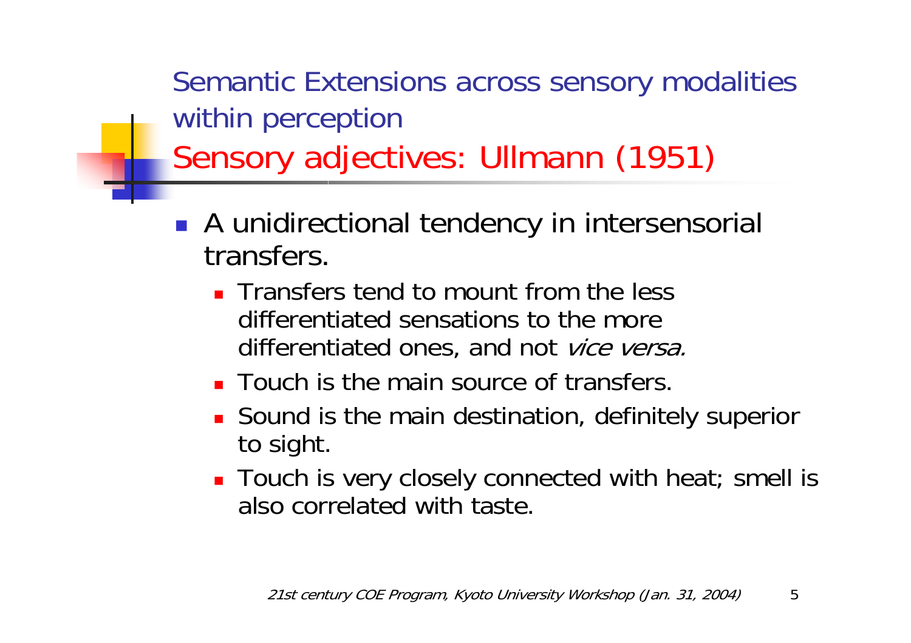# Semantic Extensions across sensory modalities within perception

## Sensory adjectives: Ullmann (1951)

- A unidirectional tendency in intersensorial transfers.
  - Transfers tend to mount from the less differentiated sensations to the more differentiated ones, and not *vice versa.*
  - Touch is the main source of transfers.
  - Sound is the main destination, definitely superior to sight.
  - Touch is very closely connected with heat; smell is also correlated with taste.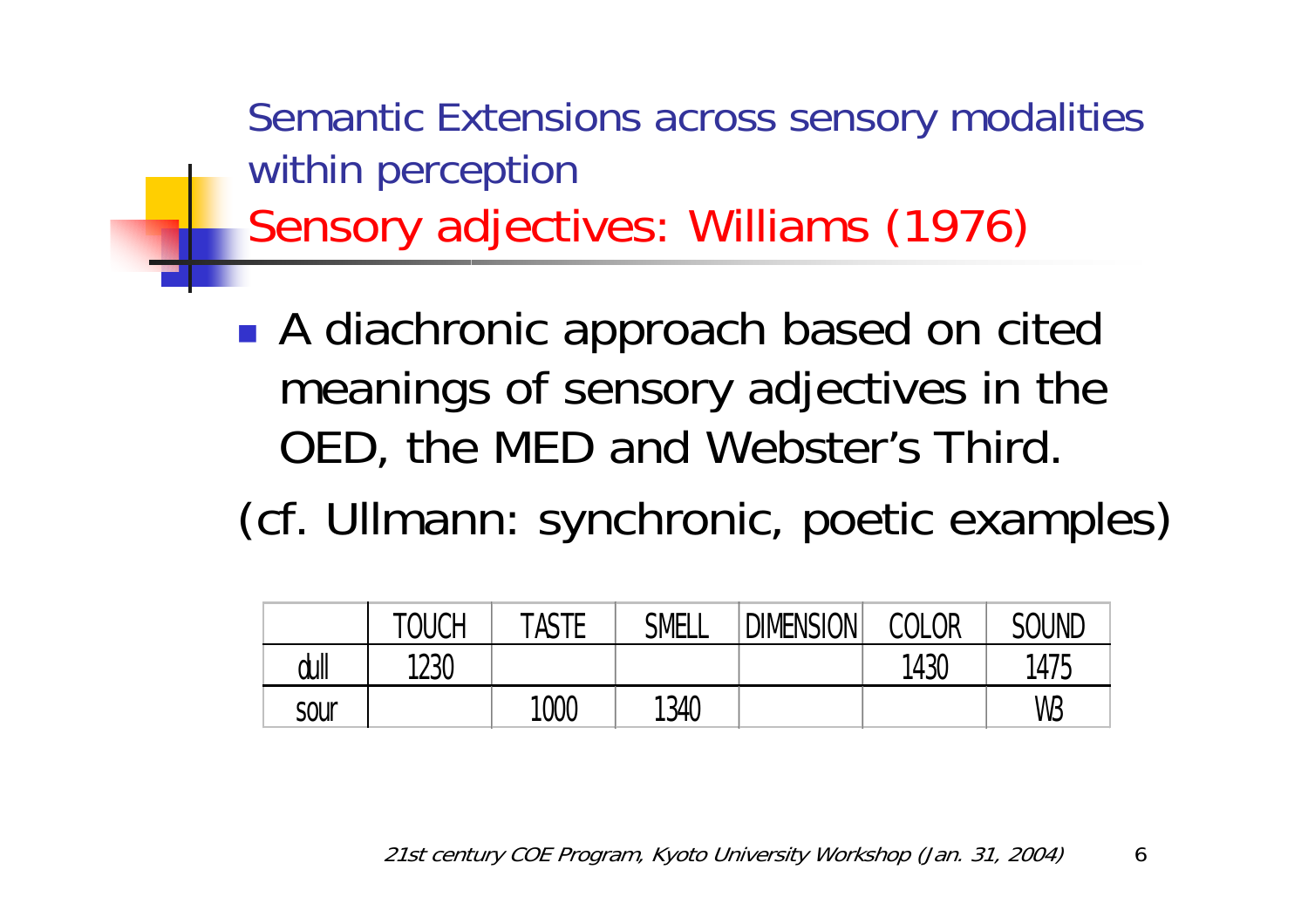## Semantic Extensions across sensory modalities within perception

## Sensory adjectives: Williams (1976)

- A diachronic approach based on cited meanings of sensory adjectives in the OED, the MED and Webster's Third.

(cf. Ullmann: synchronic, poetic examples)

| | TOUCH | TASTE | SMELL | DIMENSION | COLOR | SOUND |
|---|---|---|---|---|---|---|
| dull | 1230 | | | | 1430 | 1475 |
| sour | | 1000 | 1340 | | | W3 |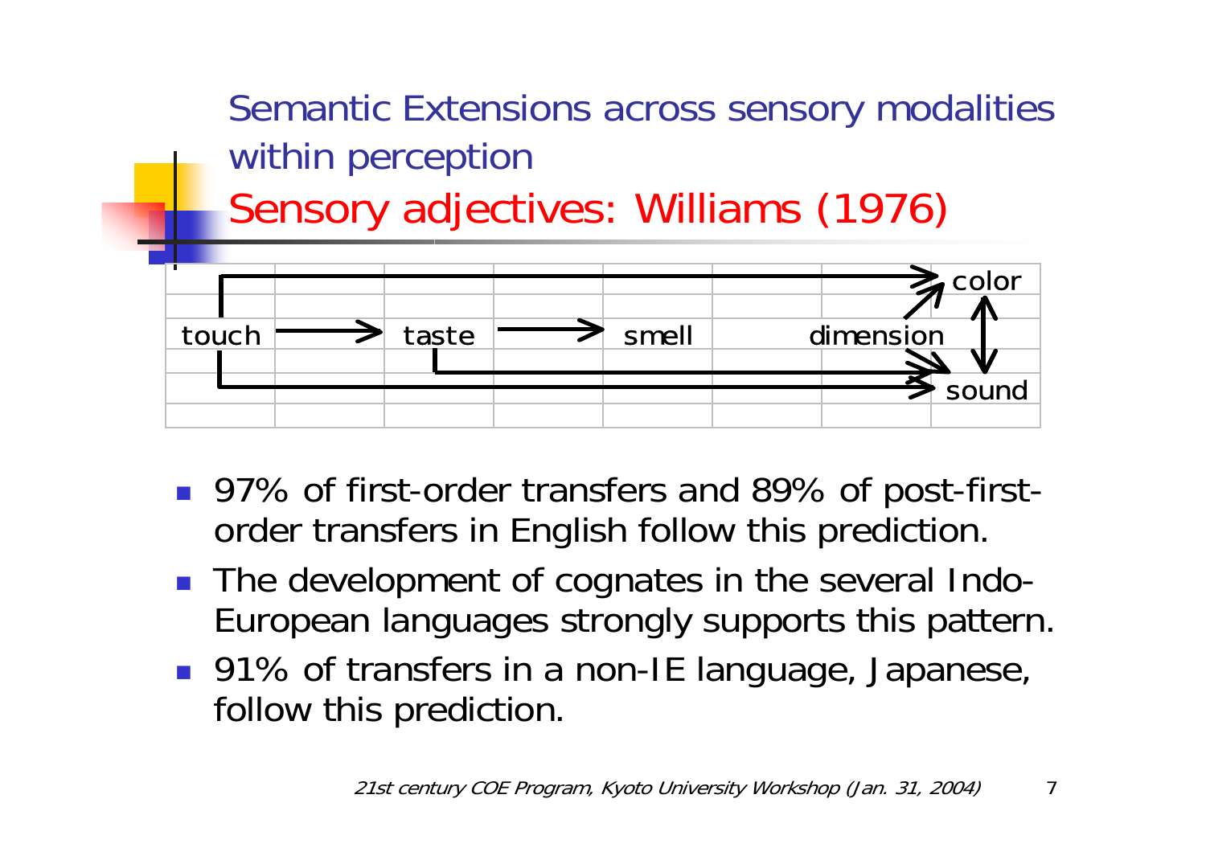## Semantic Extensions across sensory modalities within perception

## Sensory adjectives: Williams (1976)

```
 ┌─────────────────────────────────────────────────────────→ color
 │                                                     ↗      ↑
touch ──────→ taste ──────→ smell            dimension        │
 │              │                                     ↘       ↓
 │              └─────────────────────────────────────→ sound
 └──────────────────────────────────────────────────────→ sound
```

- 97% of first-order transfers and 89% of post-first-order transfers in English follow this prediction.
- The development of cognates in the several Indo-European languages strongly supports this pattern.
- 91% of transfers in a non-IE language, Japanese, follow this prediction.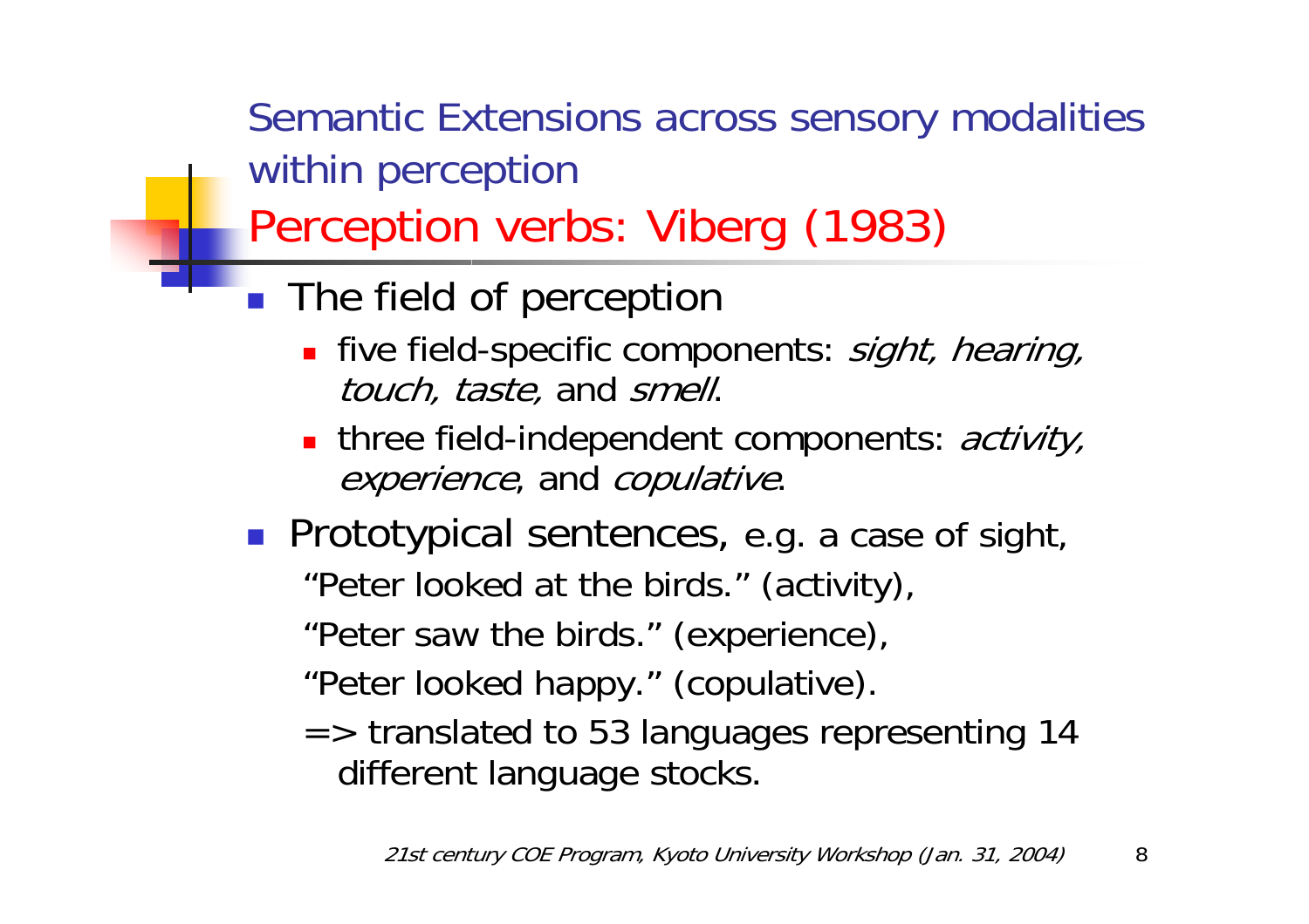## Semantic Extensions across sensory modalities within perception

# Perception verbs: Viberg (1983)

- The field of perception
  - five field-specific components: *sight, hearing, touch, taste,* and *smell*.
  - three field-independent components: *activity, experience*, and *copulative*.
- Prototypical sentences, e.g. a case of sight,

  "Peter looked at the birds." (activity),

  "Peter saw the birds." (experience),

  "Peter looked happy." (copulative).

  => translated to 53 languages representing 14 different language stocks.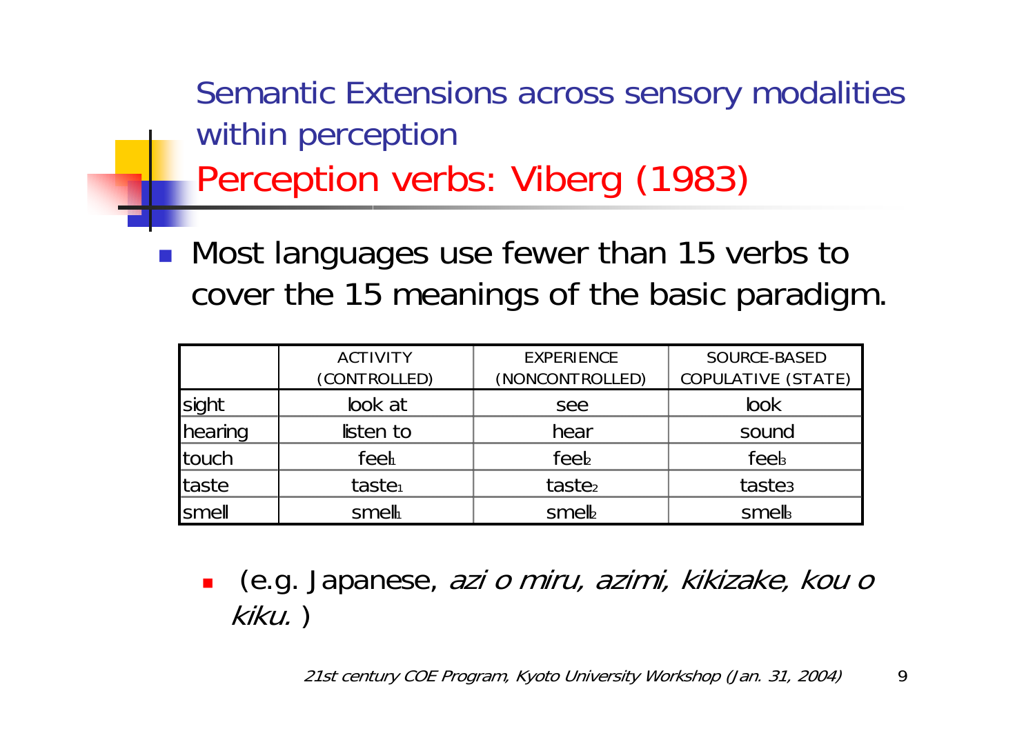# Semantic Extensions across sensory modalities within perception

## Perception verbs: Viberg (1983)

- Most languages use fewer than 15 verbs to cover the 15 meanings of the basic paradigm.

| | ACTIVITY (CONTROLLED) | EXPERIENCE (NONCONTROLLED) | SOURCE-BASED COPULATIVE (STATE) |
|---|---|---|---|
| sight | look at | see | look |
| hearing | listen to | hear | sound |
| touch | $feel_1$ | $feel_2$ | $feel_3$ |
| taste | $taste_1$ | $taste_2$ | $taste_3$ |
| smell | $smell_1$ | $smell_2$ | $smell_3$ |

- (e.g. Japanese, *azi o miru, azimi, kikizake, kou o kiku.* )

*21st century COE Program, Kyoto University Workshop (Jan. 31, 2004)*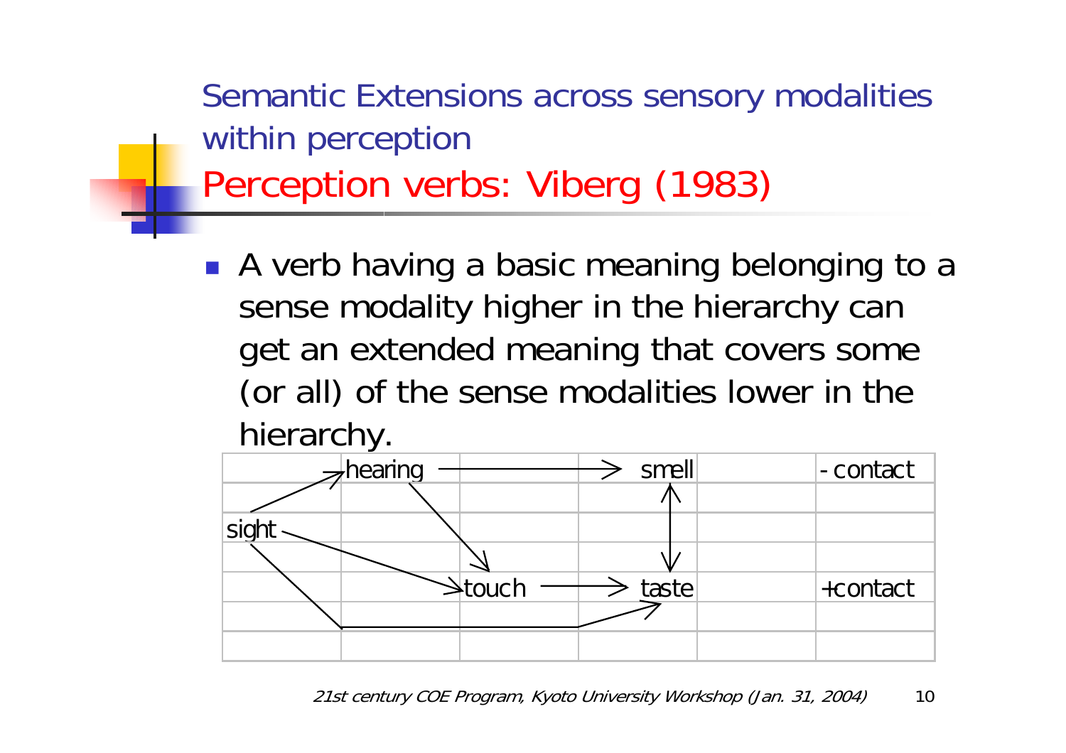Semantic Extensions across sensory modalities within perception

# Perception verbs: Viberg (1983)

- A verb having a basic meaning belonging to a sense modality higher in the hierarchy can get an extended meaning that covers some (or all) of the sense modalities lower in the hierarchy.

| | | | | | |
|---|---|---|---|---|---|
| | hearing | | smell | | - contact |
| sight | | | | | |
| | | touch | taste | | +contact |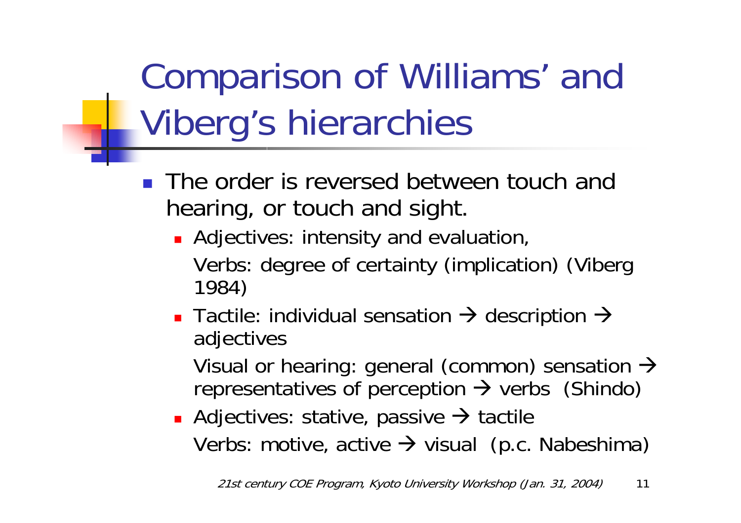# Comparison of Williams' and Viberg's hierarchies

- The order is reversed between touch and hearing, or touch and sight.
  - Adjectives: intensity and evaluation,
    Verbs: degree of certainty (implication) (Viberg 1984)
  - Tactile: individual sensation → description → adjectives
    Visual or hearing: general (common) sensation → representatives of perception → verbs (Shindo)
  - Adjectives: stative, passive → tactile
    Verbs: motive, active → visual (p.c. Nabeshima)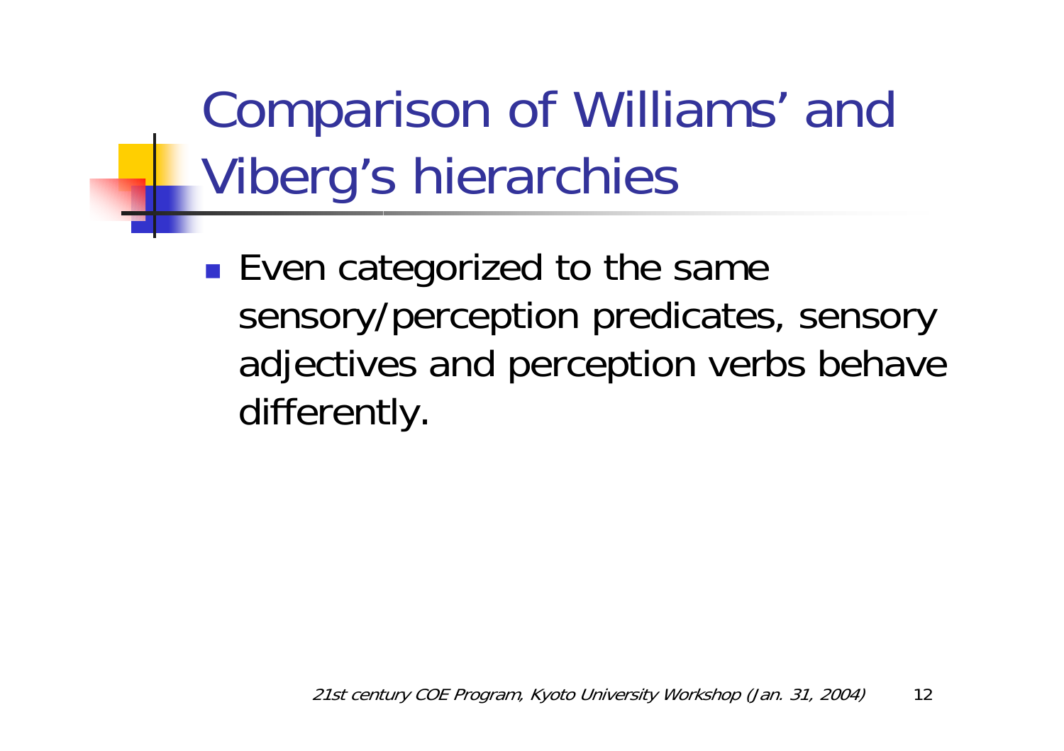# Comparison of Williams' and Viberg's hierarchies

- Even categorized to the same sensory/perception predicates, sensory adjectives and perception verbs behave differently.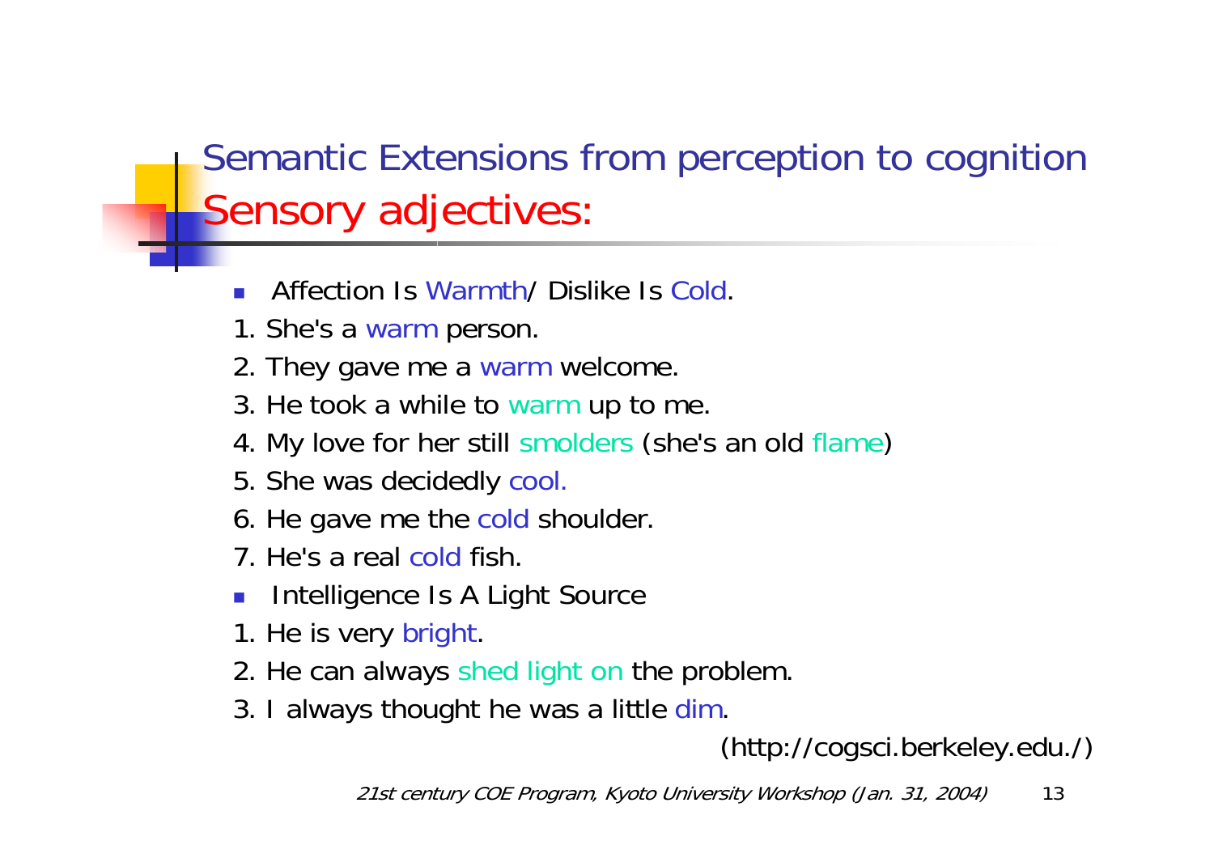# Semantic Extensions from perception to cognition

## Sensory adjectives:

- Affection Is Warmth/ Dislike Is Cold.

1. She's a warm person.
2. They gave me a warm welcome.
3. He took a while to warm up to me.
4. My love for her still smolders (she's an old flame)
5. She was decidedly cool.
6. He gave me the cold shoulder.
7. He's a real cold fish.

- Intelligence Is A Light Source

1. He is very bright.
2. He can always shed light on the problem.
3. I always thought he was a little dim.

(http://cogsci.berkeley.edu./)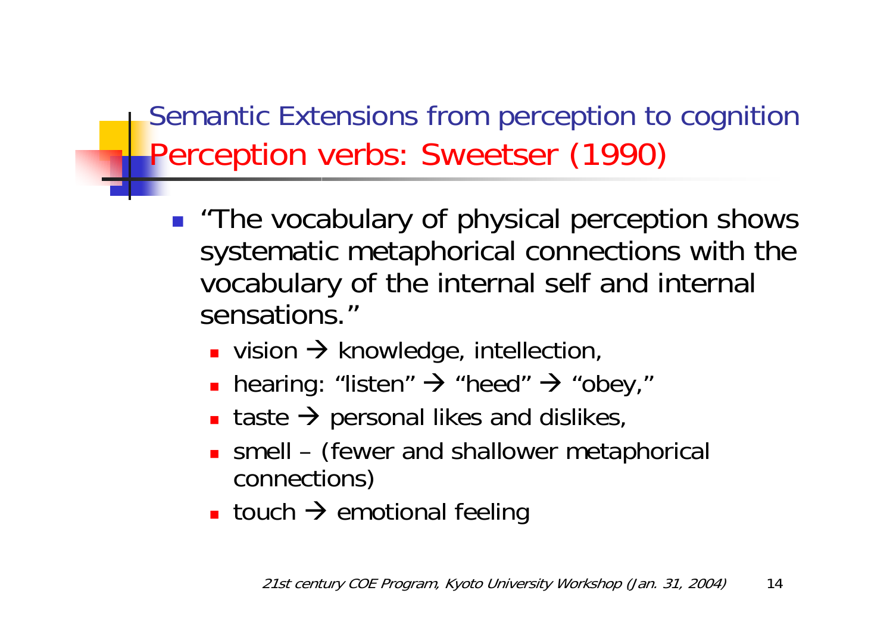## Semantic Extensions from perception to cognition

## Perception verbs: Sweetser (1990)

- "The vocabulary of physical perception shows systematic metaphorical connections with the vocabulary of the internal self and internal sensations."
  - vision → knowledge, intellection,
  - hearing: "listen" → "heed" → "obey,"
  - taste → personal likes and dislikes,
  - smell – (fewer and shallower metaphorical connections)
  - touch → emotional feeling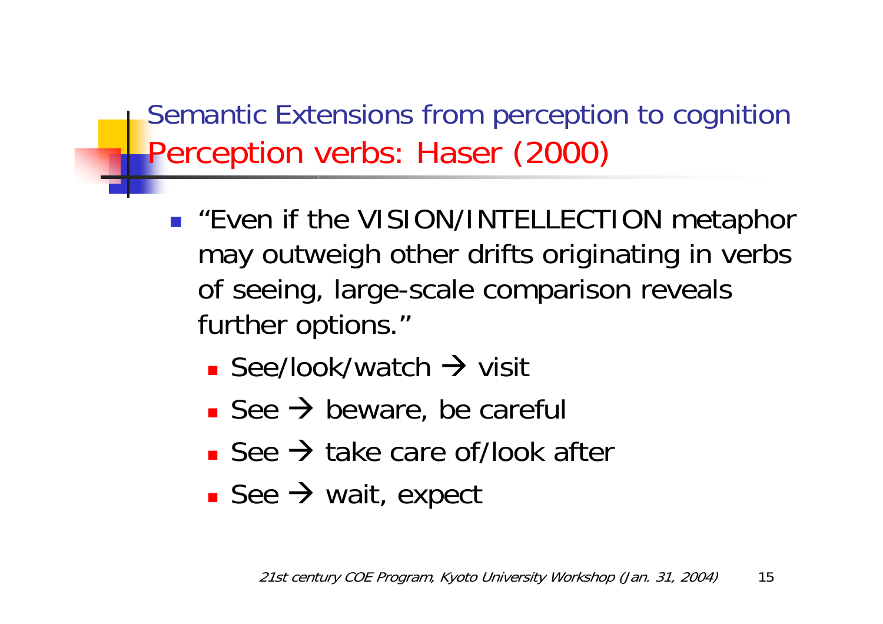## Semantic Extensions from perception to cognition

## Perception verbs: Haser (2000)

- "Even if the VISION/INTELLECTION metaphor may outweigh other drifts originating in verbs of seeing, large-scale comparison reveals further options."
  - See/look/watch → visit
  - See → beware, be careful
  - See → take care of/look after
  - See → wait, expect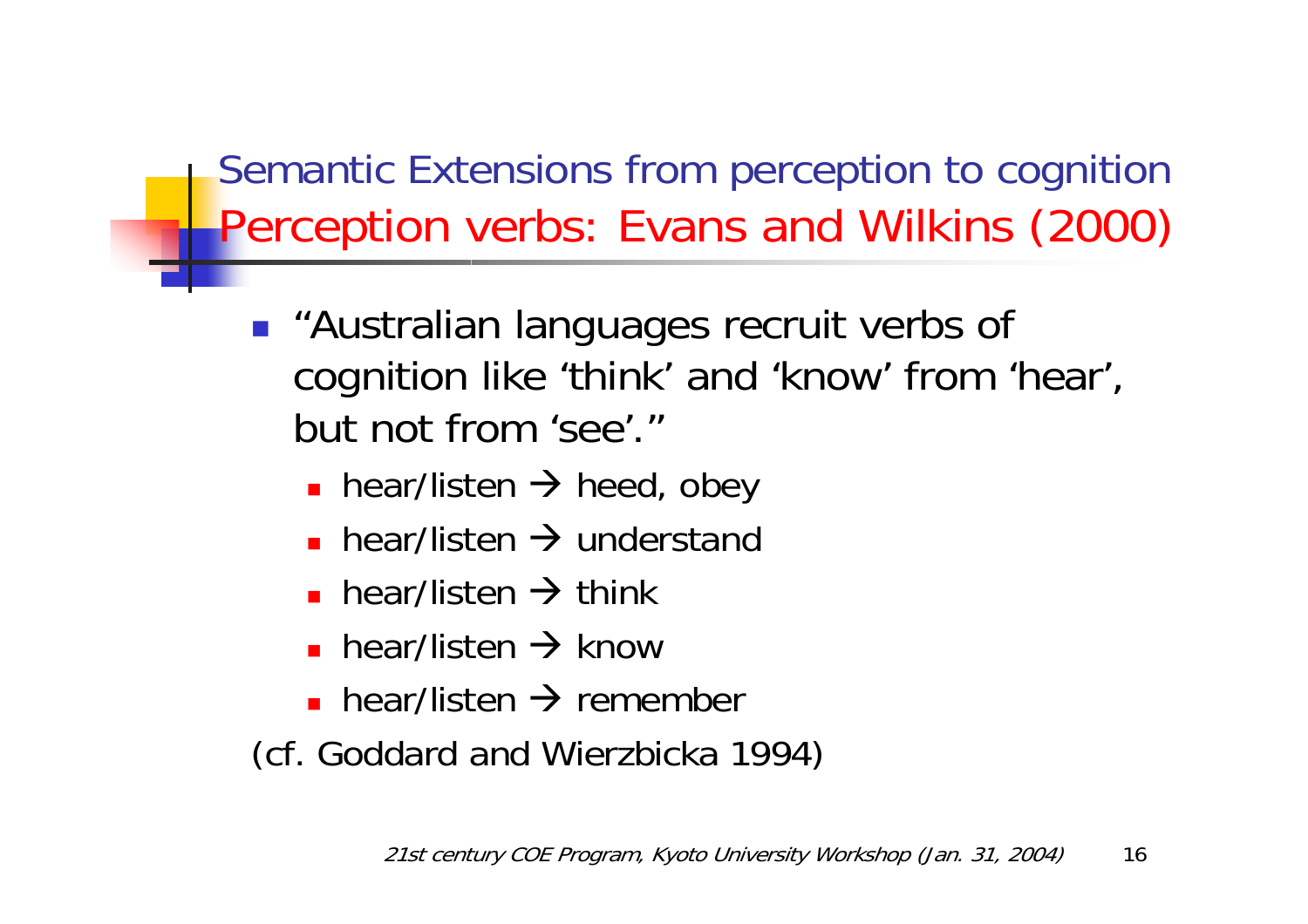## Semantic Extensions from perception to cognition

## Perception verbs: Evans and Wilkins (2000)

- "Australian languages recruit verbs of cognition like 'think' and 'know' from 'hear', but not from 'see'."
  - hear/listen → heed, obey
  - hear/listen → understand
  - hear/listen → think
  - hear/listen → know
  - hear/listen → remember

(cf. Goddard and Wierzbicka 1994)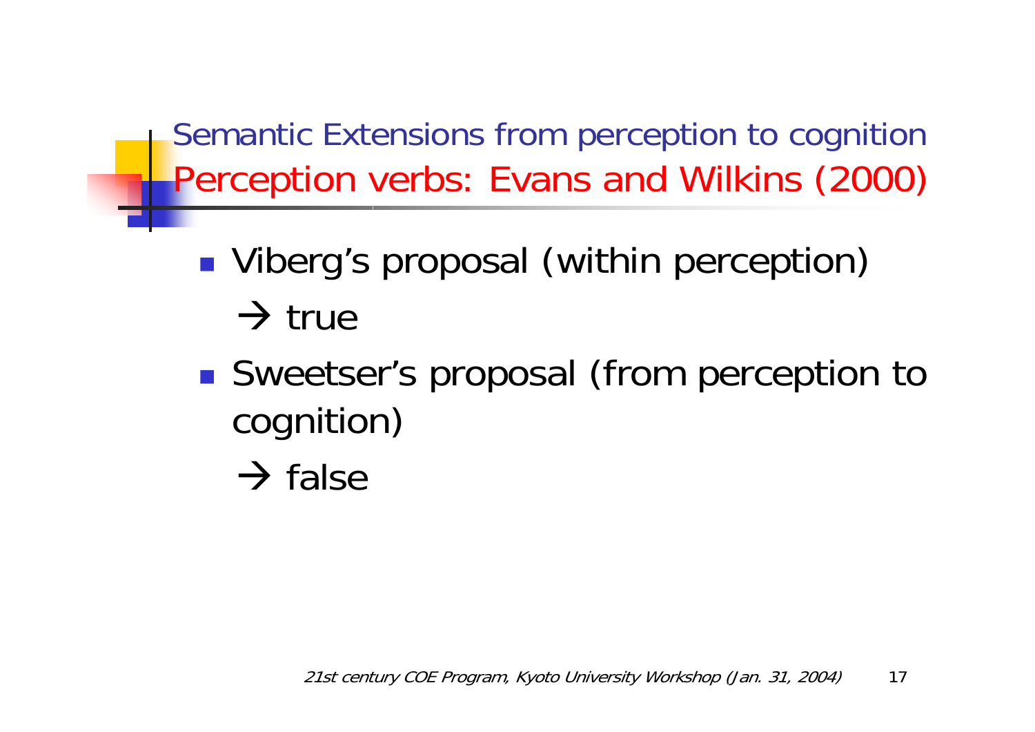## Semantic Extensions from perception to cognition

## Perception verbs: Evans and Wilkins (2000)

- Viberg's proposal (within perception)

  → true

- Sweetser's proposal (from perception to cognition)

  → false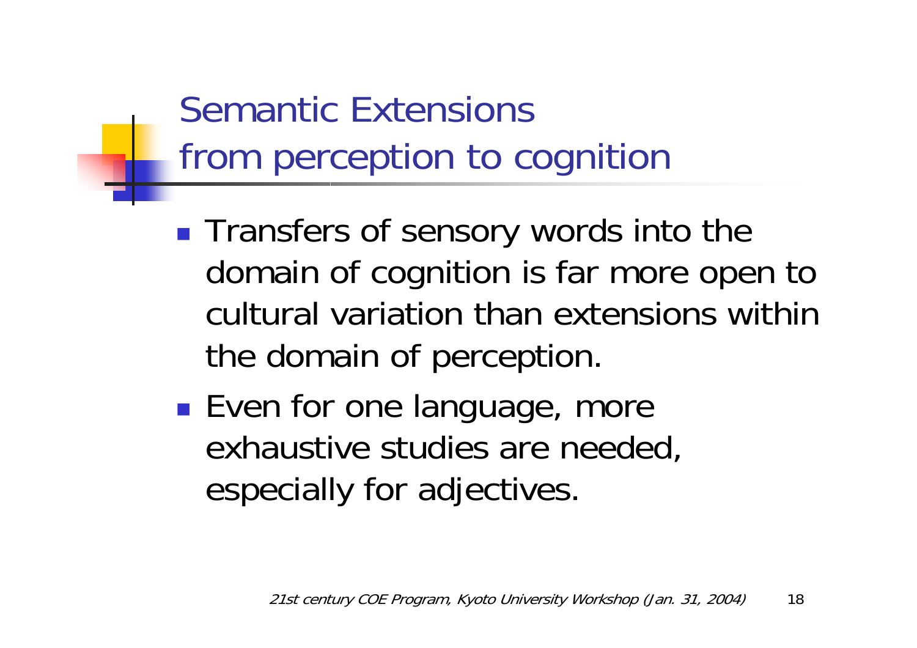# Semantic Extensions from perception to cognition

- Transfers of sensory words into the domain of cognition is far more open to cultural variation than extensions within the domain of perception.
- Even for one language, more exhaustive studies are needed, especially for adjectives.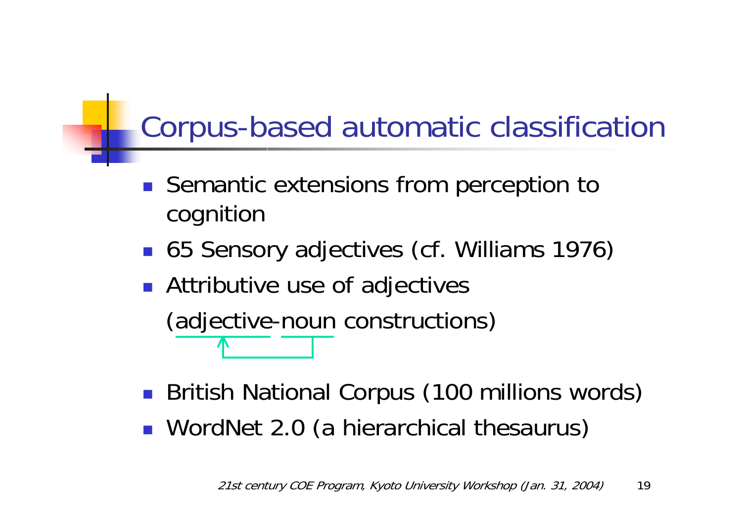# Corpus-based automatic classification

- Semantic extensions from perception to cognition
- 65 Sensory adjectives (cf. Williams 1976)
- Attributive use of adjectives

  (adjective-noun constructions)

- British National Corpus (100 millions words)
- WordNet 2.0 (a hierarchical thesaurus)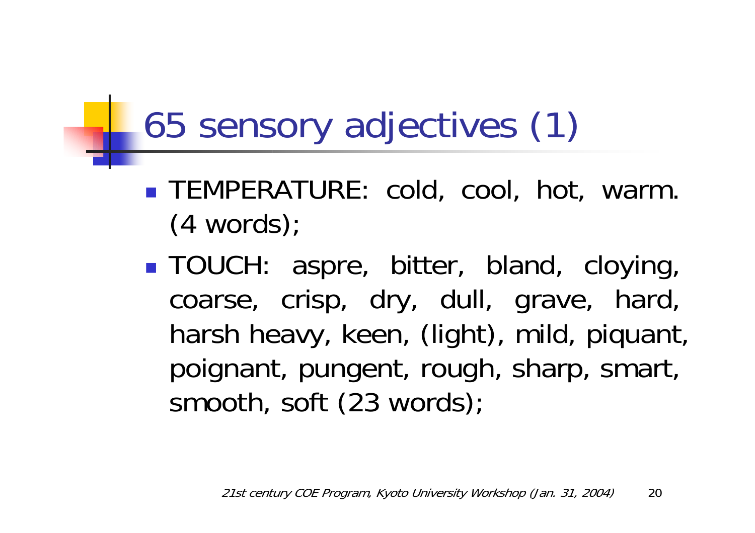# 65 sensory adjectives (1)

- TEMPERATURE: cold, cool, hot, warm. (4 words);
- TOUCH: aspre, bitter, bland, cloying, coarse, crisp, dry, dull, grave, hard, harsh heavy, keen, (light), mild, piquant, poignant, pungent, rough, sharp, smart, smooth, soft (23 words);

*21st century COE Program, Kyoto University Workshop (Jan. 31, 2004)*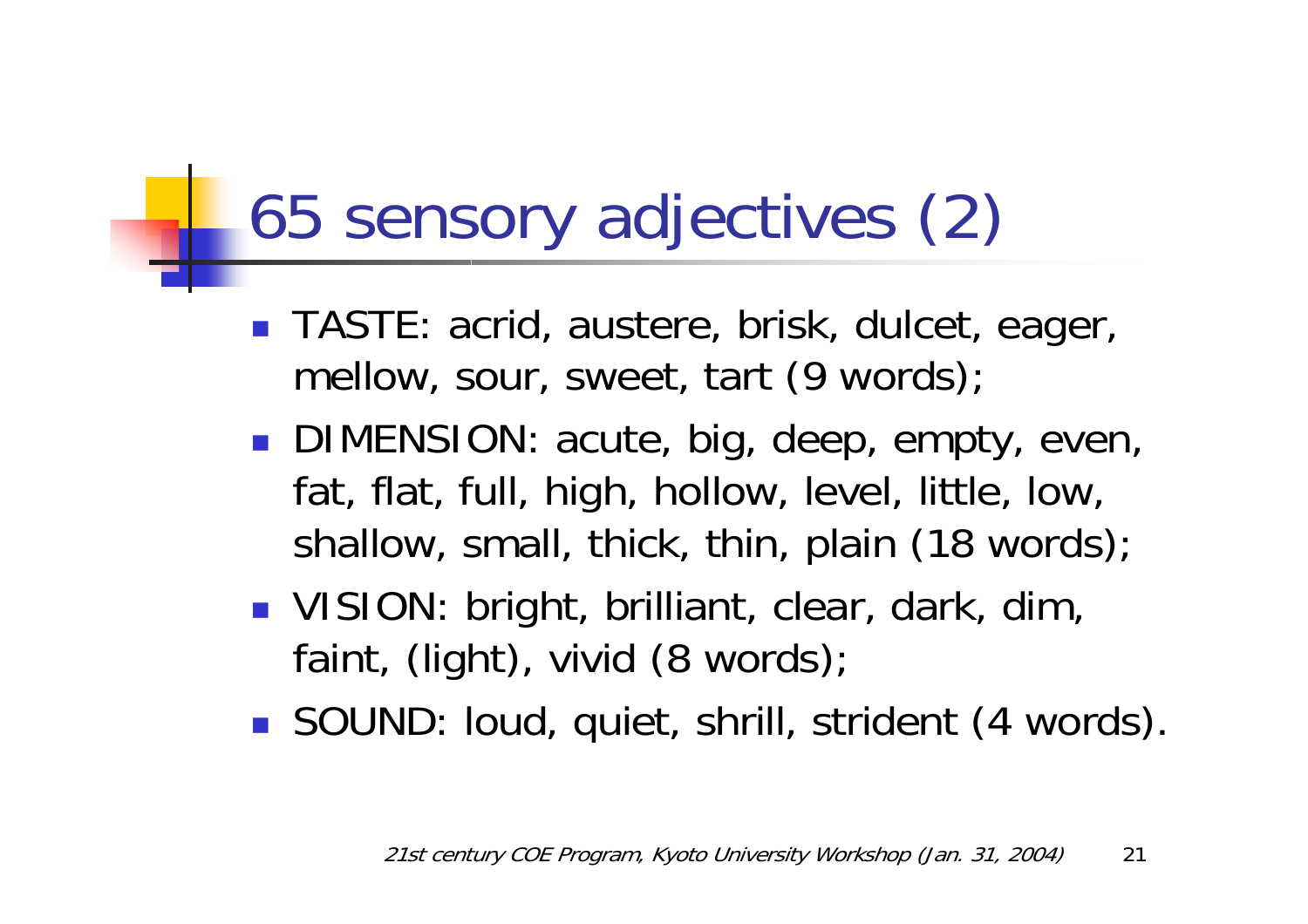# 65 sensory adjectives (2)

- TASTE: acrid, austere, brisk, dulcet, eager, mellow, sour, sweet, tart (9 words);
- DIMENSION: acute, big, deep, empty, even, fat, flat, full, high, hollow, level, little, low, shallow, small, thick, thin, plain (18 words);
- VISION: bright, brilliant, clear, dark, dim, faint, (light), vivid (8 words);
- SOUND: loud, quiet, shrill, strident (4 words).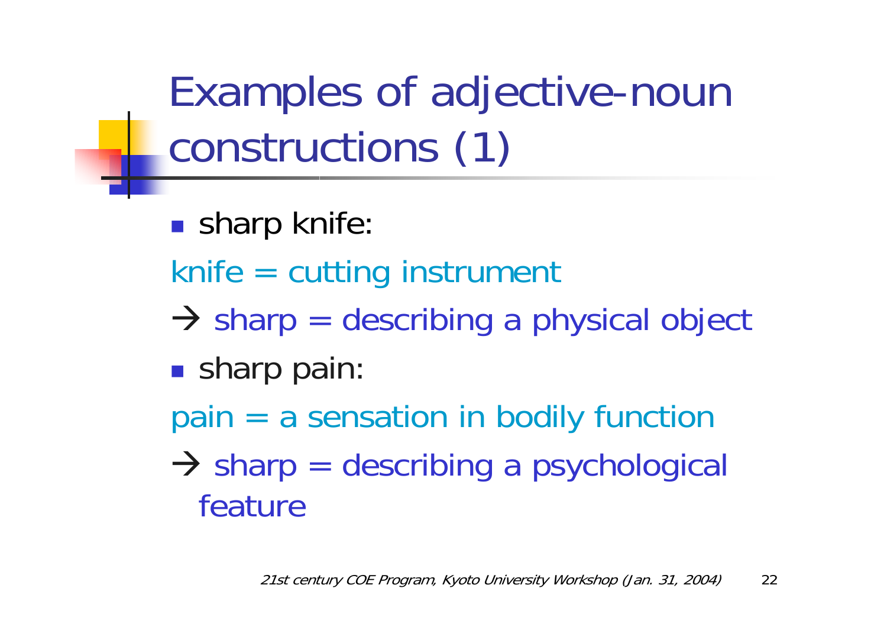# Examples of adjective-noun constructions (1)

- sharp knife:

knife = cutting instrument

→ sharp = describing a physical object

- sharp pain:

pain = a sensation in bodily function

→ sharp = describing a psychological feature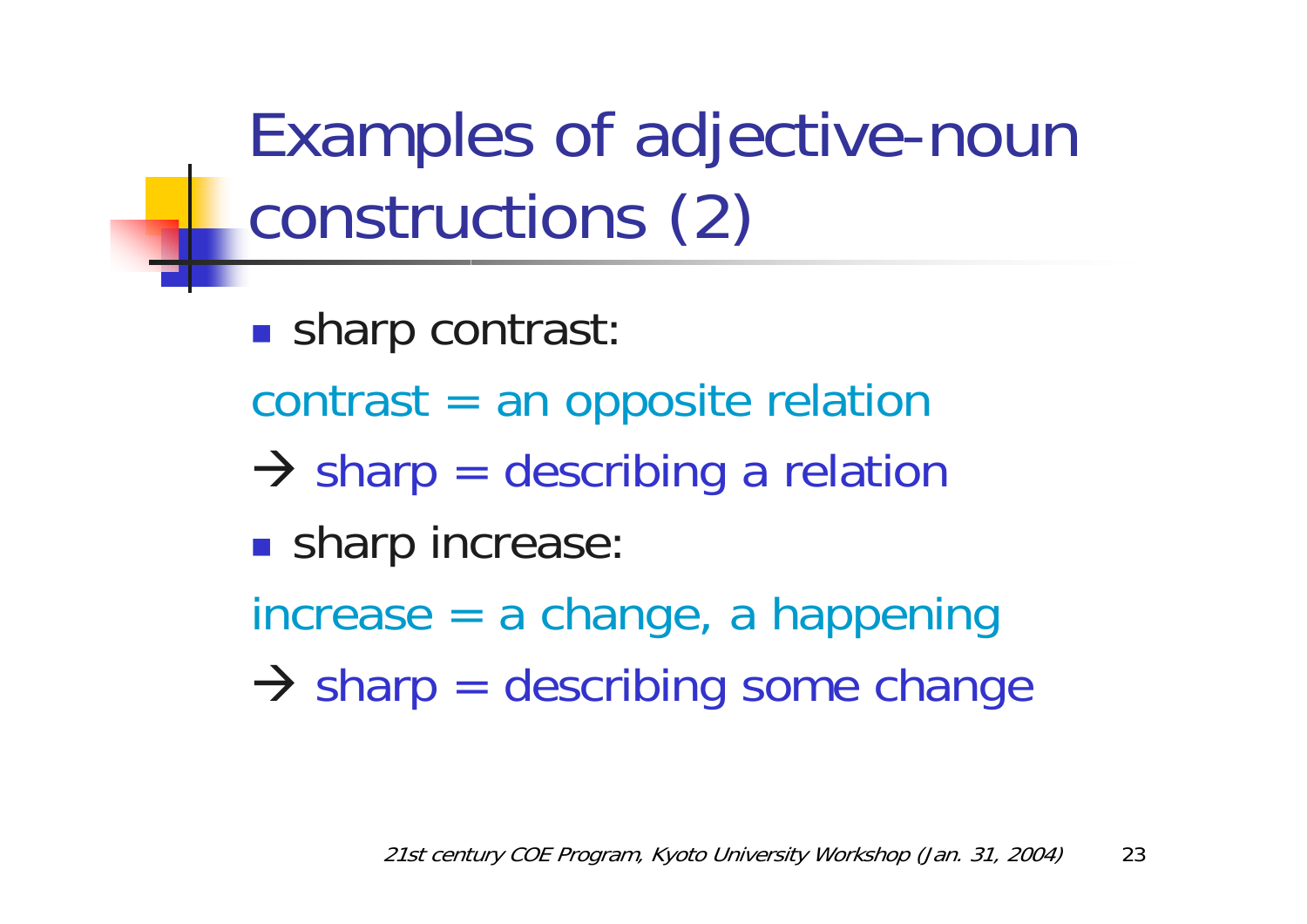# Examples of adjective-noun constructions (2)

- sharp contrast:

contrast = an opposite relation

→ sharp = describing a relation

- sharp increase:

increase = a change, a happening

→ sharp = describing some change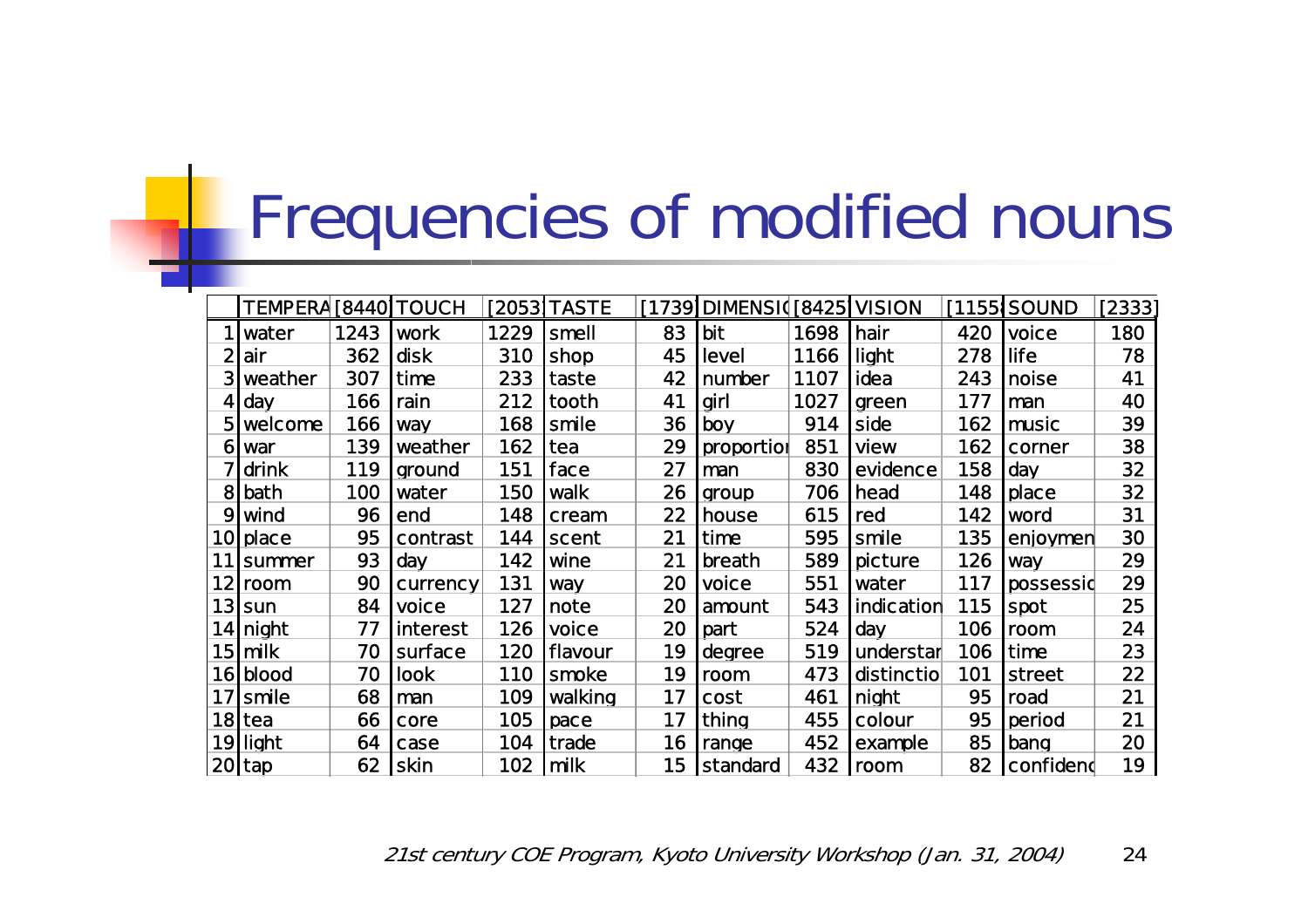# Frequencies of modified nouns

| | TEMPERA | [8440 | TOUCH | [2053 | TASTE | [1739 | DIMENSI | [8425 | VISION | [1155 | SOUND | [2333] |
|---|---|---|---|---|---|---|---|---|---|---|---|---|
| 1 | water | 1243 | work | 1229 | smell | 83 | bit | 1698 | hair | 420 | voice | 180 |
| 2 | air | 362 | disk | 310 | shop | 45 | level | 1166 | light | 278 | life | 78 |
| 3 | weather | 307 | time | 233 | taste | 42 | number | 1107 | idea | 243 | noise | 41 |
| 4 | day | 166 | rain | 212 | tooth | 41 | girl | 1027 | green | 177 | man | 40 |
| 5 | welcome | 166 | way | 168 | smile | 36 | boy | 914 | side | 162 | music | 39 |
| 6 | war | 139 | weather | 162 | tea | 29 | proportion | 851 | view | 162 | corner | 38 |
| 7 | drink | 119 | ground | 151 | face | 27 | man | 830 | evidence | 158 | day | 32 |
| 8 | bath | 100 | water | 150 | walk | 26 | group | 706 | head | 148 | place | 32 |
| 9 | wind | 96 | end | 148 | cream | 22 | house | 615 | red | 142 | word | 31 |
| 10 | place | 95 | contrast | 144 | scent | 21 | time | 595 | smile | 135 | enjoymen | 30 |
| 11 | summer | 93 | day | 142 | wine | 21 | breath | 589 | picture | 126 | way | 29 |
| 12 | room | 90 | currency | 131 | way | 20 | voice | 551 | water | 117 | possessio | 29 |
| 13 | sun | 84 | voice | 127 | note | 20 | amount | 543 | indication | 115 | spot | 25 |
| 14 | night | 77 | interest | 126 | voice | 20 | part | 524 | day | 106 | room | 24 |
| 15 | milk | 70 | surface | 120 | flavour | 19 | degree | 519 | understar | 106 | time | 23 |
| 16 | blood | 70 | look | 110 | smoke | 19 | room | 473 | distinctio | 101 | street | 22 |
| 17 | smile | 68 | man | 109 | walking | 17 | cost | 461 | night | 95 | road | 21 |
| 18 | tea | 66 | core | 105 | pace | 17 | thing | 455 | colour | 95 | period | 21 |
| 19 | light | 64 | case | 104 | trade | 16 | range | 452 | example | 85 | bang | 20 |
| 20 | tap | 62 | skin | 102 | milk | 15 | standard | 432 | room | 82 | confidenc | 19 |

*21st century COE Program, Kyoto University Workshop (Jan. 31, 2004)*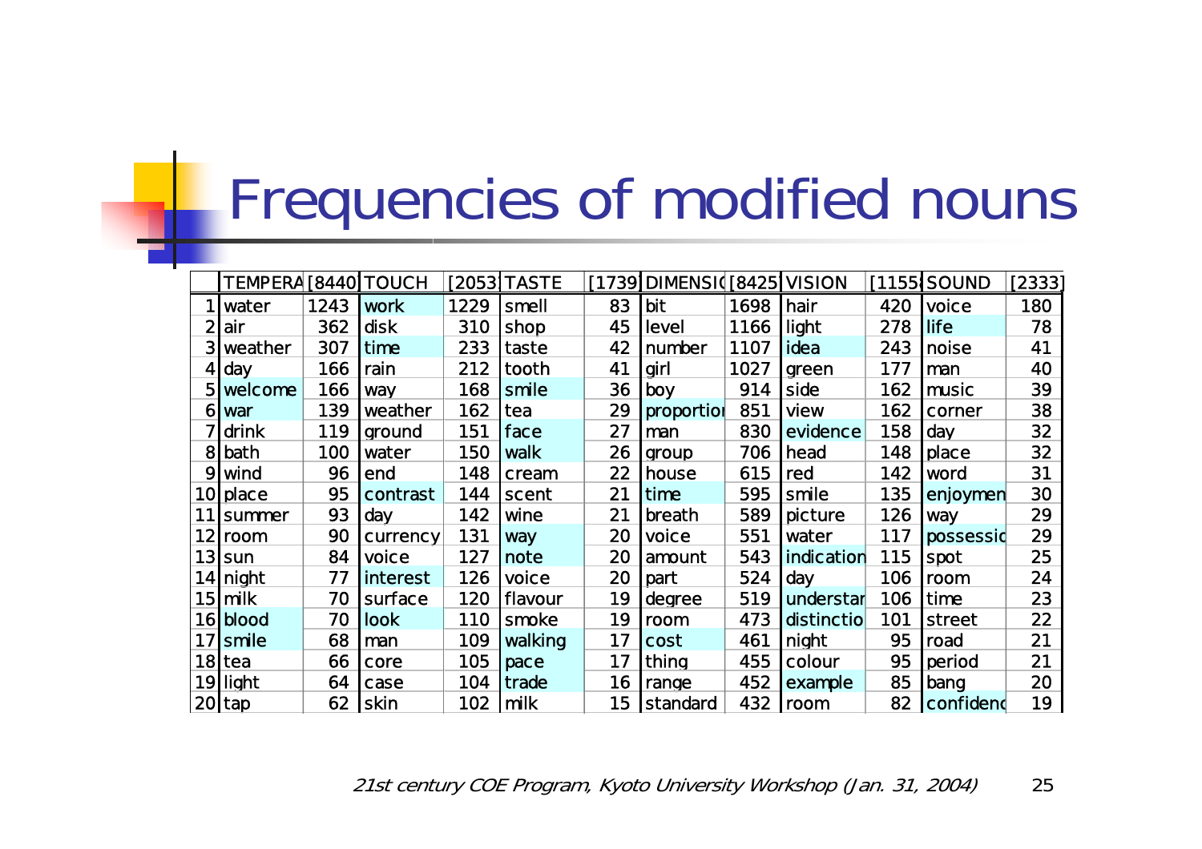# Frequencies of modified nouns

| | TEMPERA | [8440] | TOUCH | [2053] | TASTE | [1739] | DIMENSI | [8425] | VISION | [1155] | SOUND | [2333] |
|---|---|---|---|---|---|---|---|---|---|---|---|---|
| 1 | water | 1243 | work | 1229 | smell | 83 | bit | 1698 | hair | 420 | voice | 180 |
| 2 | air | 362 | disk | 310 | shop | 45 | level | 1166 | light | 278 | life | 78 |
| 3 | weather | 307 | time | 233 | taste | 42 | number | 1107 | idea | 243 | noise | 41 |
| 4 | day | 166 | rain | 212 | tooth | 41 | girl | 1027 | green | 177 | man | 40 |
| 5 | welcome | 166 | way | 168 | smile | 36 | boy | 914 | side | 162 | music | 39 |
| 6 | war | 139 | weather | 162 | tea | 29 | proportion | 851 | view | 162 | corner | 38 |
| 7 | drink | 119 | ground | 151 | face | 27 | man | 830 | evidence | 158 | day | 32 |
| 8 | bath | 100 | water | 150 | walk | 26 | group | 706 | head | 148 | place | 32 |
| 9 | wind | 96 | end | 148 | cream | 22 | house | 615 | red | 142 | word | 31 |
| 10 | place | 95 | contrast | 144 | scent | 21 | time | 595 | smile | 135 | enjoymen | 30 |
| 11 | summer | 93 | day | 142 | wine | 21 | breath | 589 | picture | 126 | way | 29 |
| 12 | room | 90 | currency | 131 | way | 20 | voice | 551 | water | 117 | possessio | 29 |
| 13 | sun | 84 | voice | 127 | note | 20 | amount | 543 | indication | 115 | spot | 25 |
| 14 | night | 77 | interest | 126 | voice | 20 | part | 524 | day | 106 | room | 24 |
| 15 | milk | 70 | surface | 120 | flavour | 19 | degree | 519 | understar | 106 | time | 23 |
| 16 | blood | 70 | look | 110 | smoke | 19 | room | 473 | distinctio | 101 | street | 22 |
| 17 | smile | 68 | man | 109 | walking | 17 | cost | 461 | night | 95 | road | 21 |
| 18 | tea | 66 | core | 105 | pace | 17 | thing | 455 | colour | 95 | period | 21 |
| 19 | light | 64 | case | 104 | trade | 16 | range | 452 | example | 85 | bang | 20 |
| 20 | tap | 62 | skin | 102 | milk | 15 | standard | 432 | room | 82 | confidenc | 19 |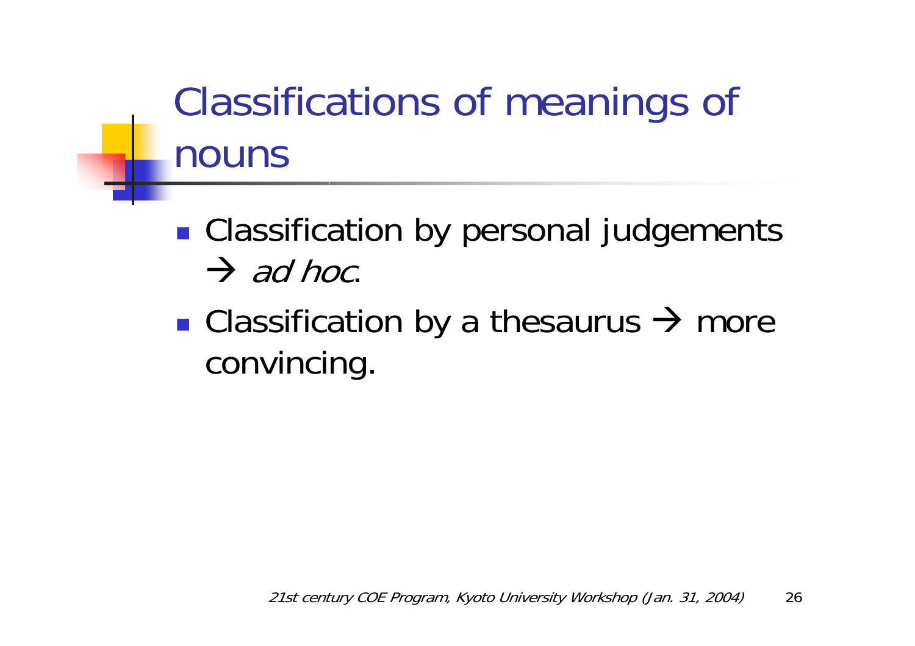# Classifications of meanings of nouns

- Classification by personal judgements → *ad hoc*.
- Classification by a thesaurus → more convincing.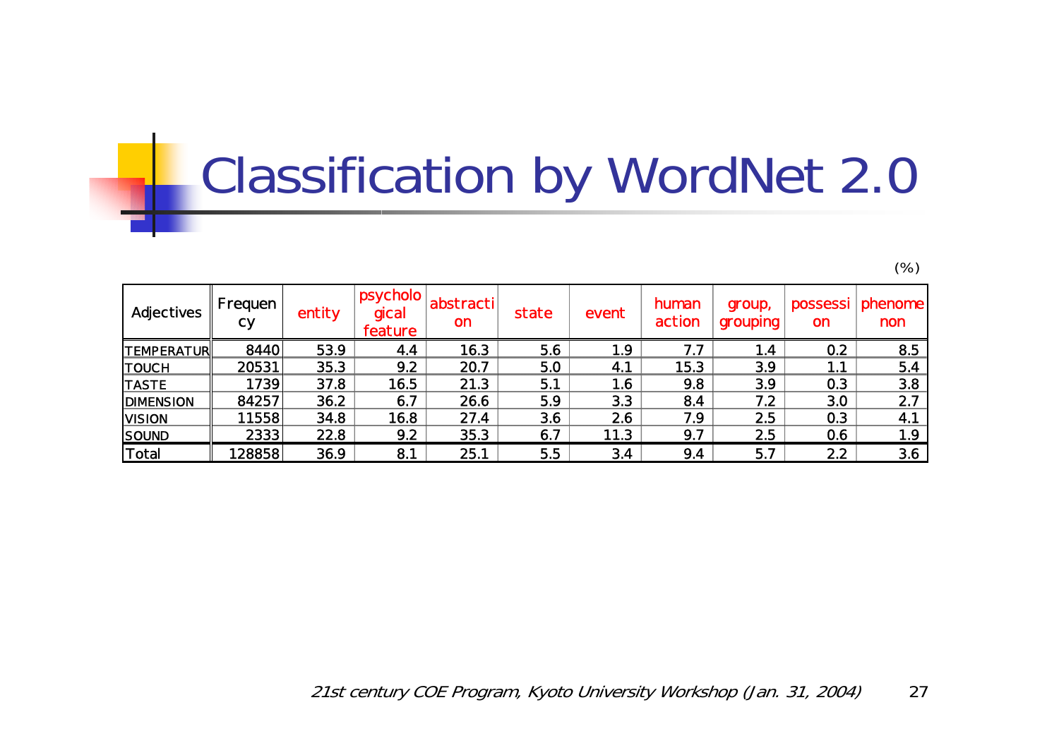# Classification by WordNet 2.0

(%)

| Adjectives | Frequency | entity | psychological feature | abstraction | state | event | human action | group, grouping | possession | phenomenon |
|---|---|---|---|---|---|---|---|---|---|---|
| TEMPERATUR | 8440 | 53.9 | 4.4 | 16.3 | 5.6 | 1.9 | 7.7 | 1.4 | 0.2 | 8.5 |
| TOUCH | 20531 | 35.3 | 9.2 | 20.7 | 5.0 | 4.1 | 15.3 | 3.9 | 1.1 | 5.4 |
| TASTE | 1739 | 37.8 | 16.5 | 21.3 | 5.1 | 1.6 | 9.8 | 3.9 | 0.3 | 3.8 |
| DIMENSION | 84257 | 36.2 | 6.7 | 26.6 | 5.9 | 3.3 | 8.4 | 7.2 | 3.0 | 2.7 |
| VISION | 11558 | 34.8 | 16.8 | 27.4 | 3.6 | 2.6 | 7.9 | 2.5 | 0.3 | 4.1 |
| SOUND | 2333 | 22.8 | 9.2 | 35.3 | 6.7 | 11.3 | 9.7 | 2.5 | 0.6 | 1.9 |
| Total | 128858 | 36.9 | 8.1 | 25.1 | 5.5 | 3.4 | 9.4 | 5.7 | 2.2 | 3.6 |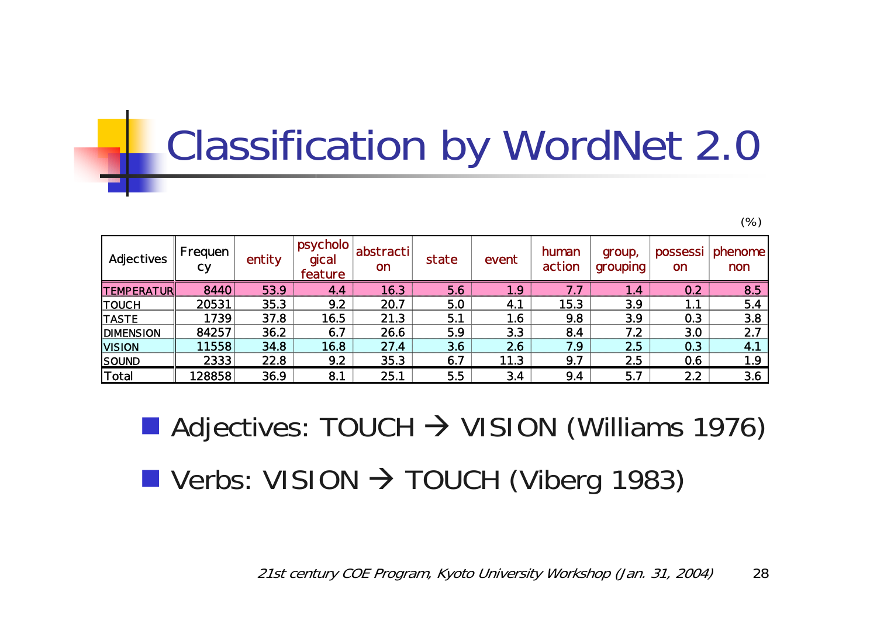# Classification by WordNet 2.0

(%)

| Adjectives | Frequency | entity | psychological feature | abstraction | state | event | human action | group, grouping | possession | phenomenon |
|---|---|---|---|---|---|---|---|---|---|---|
| TEMPERATUR | 8440 | 53.9 | 4.4 | 16.3 | 5.6 | 1.9 | 7.7 | 1.4 | 0.2 | 8.5 |
| TOUCH | 20531 | 35.3 | 9.2 | 20.7 | 5.0 | 4.1 | 15.3 | 3.9 | 1.1 | 5.4 |
| TASTE | 1739 | 37.8 | 16.5 | 21.3 | 5.1 | 1.6 | 9.8 | 3.9 | 0.3 | 3.8 |
| DIMENSION | 84257 | 36.2 | 6.7 | 26.6 | 5.9 | 3.3 | 8.4 | 7.2 | 3.0 | 2.7 |
| VISION | 11558 | 34.8 | 16.8 | 27.4 | 3.6 | 2.6 | 7.9 | 2.5 | 0.3 | 4.1 |
| SOUND | 2333 | 22.8 | 9.2 | 35.3 | 6.7 | 11.3 | 9.7 | 2.5 | 0.6 | 1.9 |
| Total | 128858 | 36.9 | 8.1 | 25.1 | 5.5 | 3.4 | 9.4 | 5.7 | 2.2 | 3.6 |

- Adjectives: TOUCH → VISION (Williams 1976)
- Verbs: VISION → TOUCH (Viberg 1983)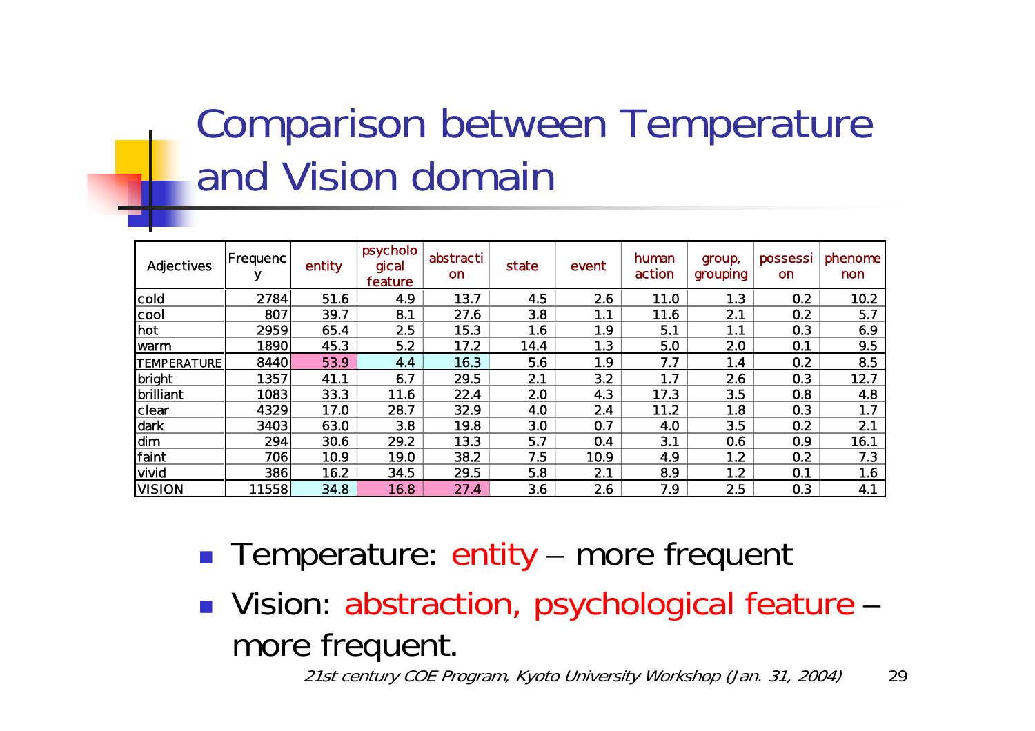# Comparison between Temperature and Vision domain

| Adjectives | Frequency | entity | psychological feature | abstraction | state | event | human action | group, grouping | possession | phenomenon |
|---|---|---|---|---|---|---|---|---|---|---|
| cold | 2784 | 51.6 | 4.9 | 13.7 | 4.5 | 2.6 | 11.0 | 1.3 | 0.2 | 10.2 |
| cool | 807 | 39.7 | 8.1 | 27.6 | 3.8 | 1.1 | 11.6 | 2.1 | 0.2 | 5.7 |
| hot | 2959 | 65.4 | 2.5 | 15.3 | 1.6 | 1.9 | 5.1 | 1.1 | 0.3 | 6.9 |
| warm | 1890 | 45.3 | 5.2 | 17.2 | 14.4 | 1.3 | 5.0 | 2.0 | 0.1 | 9.5 |
| TEMPERATURE | 8440 | 53.9 | 4.4 | 16.3 | 5.6 | 1.9 | 7.7 | 1.4 | 0.2 | 8.5 |
| bright | 1357 | 41.1 | 6.7 | 29.5 | 2.1 | 3.2 | 1.7 | 2.6 | 0.3 | 12.7 |
| brilliant | 1083 | 33.3 | 11.6 | 22.4 | 2.0 | 4.3 | 17.3 | 3.5 | 0.8 | 4.8 |
| clear | 4329 | 17.0 | 28.7 | 32.9 | 4.0 | 2.4 | 11.2 | 1.8 | 0.3 | 1.7 |
| dark | 3403 | 63.0 | 3.8 | 19.8 | 3.0 | 0.7 | 4.0 | 3.5 | 0.2 | 2.1 |
| dim | 294 | 30.6 | 29.2 | 13.3 | 5.7 | 0.4 | 3.1 | 0.6 | 0.9 | 16.1 |
| faint | 706 | 10.9 | 19.0 | 38.2 | 7.5 | 10.9 | 4.9 | 1.2 | 0.2 | 7.3 |
| vivid | 386 | 16.2 | 34.5 | 29.5 | 5.8 | 2.1 | 8.9 | 1.2 | 0.1 | 1.6 |
| VISION | 11558 | 34.8 | 16.8 | 27.4 | 3.6 | 2.6 | 7.9 | 2.5 | 0.3 | 4.1 |

- Temperature: entity – more frequent
- Vision: abstraction, psychological feature – more frequent.

*21st century COE Program, Kyoto University Workshop (Jan. 31, 2004)*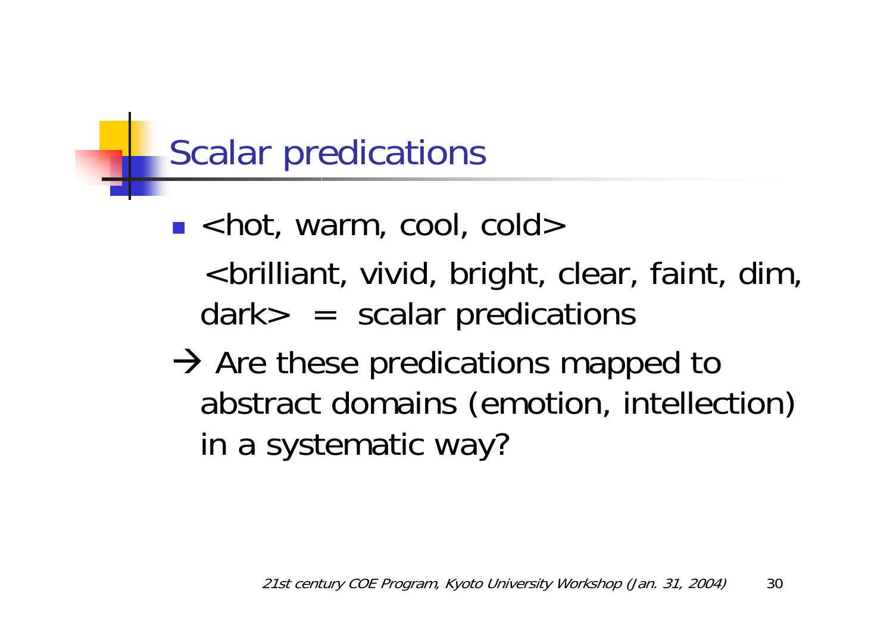## Scalar predications

- <hot, warm, cool, cold>

  <brilliant, vivid, bright, clear, faint, dim, dark>  =  scalar predications

→ Are these predications mapped to abstract domains (emotion, intellection) in a systematic way?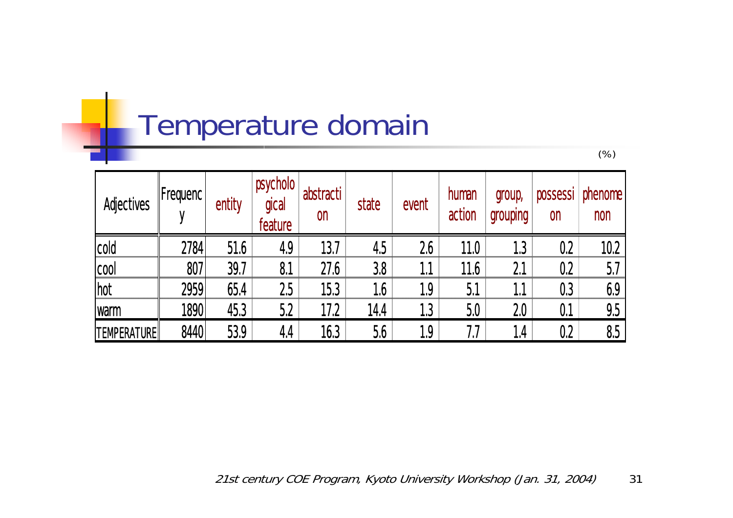# Temperature domain

(%)

| Adjectives | Frequency | entity | psychological feature | abstraction | state | event | human action | group, grouping | possession | phenomenon |
|---|---|---|---|---|---|---|---|---|---|---|
| cold | 2784 | 51.6 | 4.9 | 13.7 | 4.5 | 2.6 | 11.0 | 1.3 | 0.2 | 10.2 |
| cool | 807 | 39.7 | 8.1 | 27.6 | 3.8 | 1.1 | 11.6 | 2.1 | 0.2 | 5.7 |
| hot | 2959 | 65.4 | 2.5 | 15.3 | 1.6 | 1.9 | 5.1 | 1.1 | 0.3 | 6.9 |
| warm | 1890 | 45.3 | 5.2 | 17.2 | 14.4 | 1.3 | 5.0 | 2.0 | 0.1 | 9.5 |
| TEMPERATURE | 8440 | 53.9 | 4.4 | 16.3 | 5.6 | 1.9 | 7.7 | 1.4 | 0.2 | 8.5 |

*21st century COE Program, Kyoto University Workshop (Jan. 31, 2004)*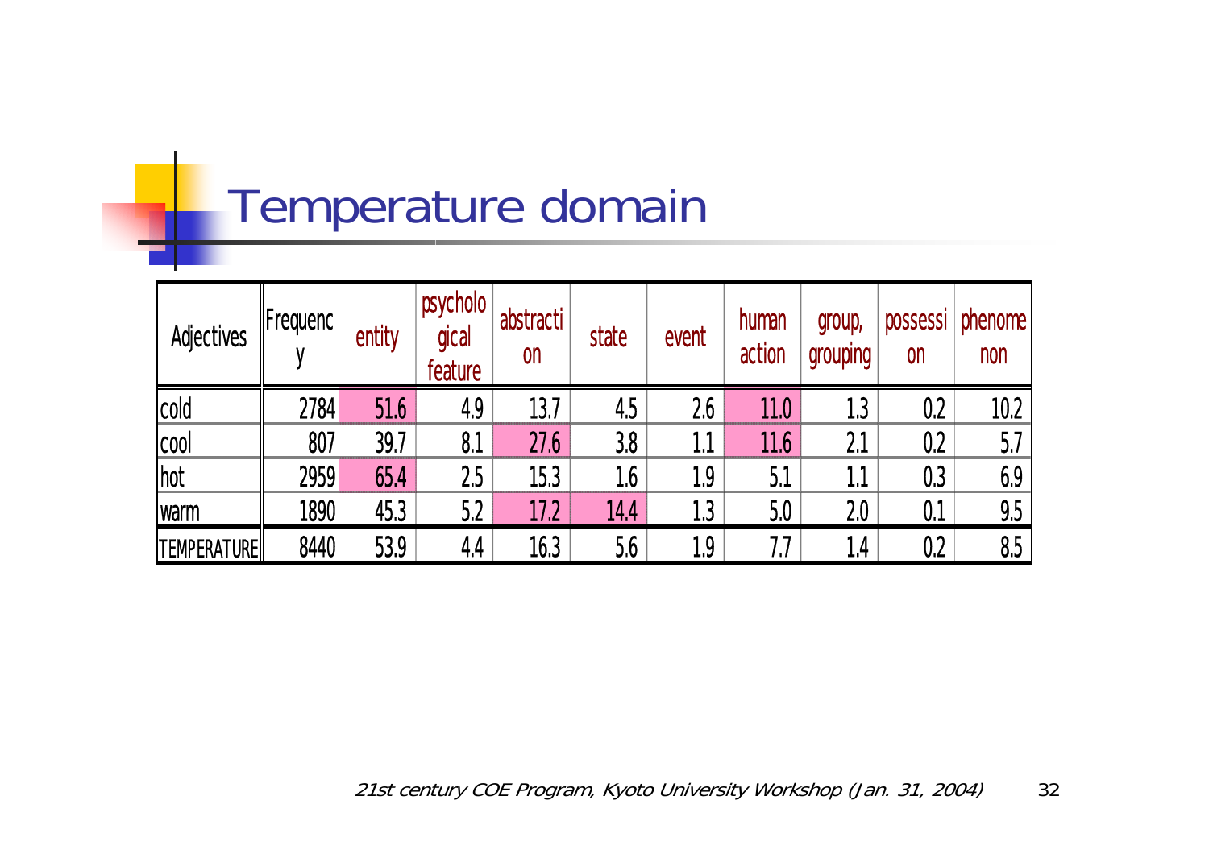# Temperature domain

| Adjectives | Frequency | entity | psychological feature | abstraction | state | event | human action | group, grouping | possession | phenomenon |
|---|---|---|---|---|---|---|---|---|---|---|
| cold | 2784 | 51.6 | 4.9 | 13.7 | 4.5 | 2.6 | 11.0 | 1.3 | 0.2 | 10.2 |
| cool | 807 | 39.7 | 8.1 | 27.6 | 3.8 | 1.1 | 11.6 | 2.1 | 0.2 | 5.7 |
| hot | 2959 | 65.4 | 2.5 | 15.3 | 1.6 | 1.9 | 5.1 | 1.1 | 0.3 | 6.9 |
| warm | 1890 | 45.3 | 5.2 | 17.2 | 14.4 | 1.3 | 5.0 | 2.0 | 0.1 | 9.5 |
| TEMPERATURE | 8440 | 53.9 | 4.4 | 16.3 | 5.6 | 1.9 | 7.7 | 1.4 | 0.2 | 8.5 |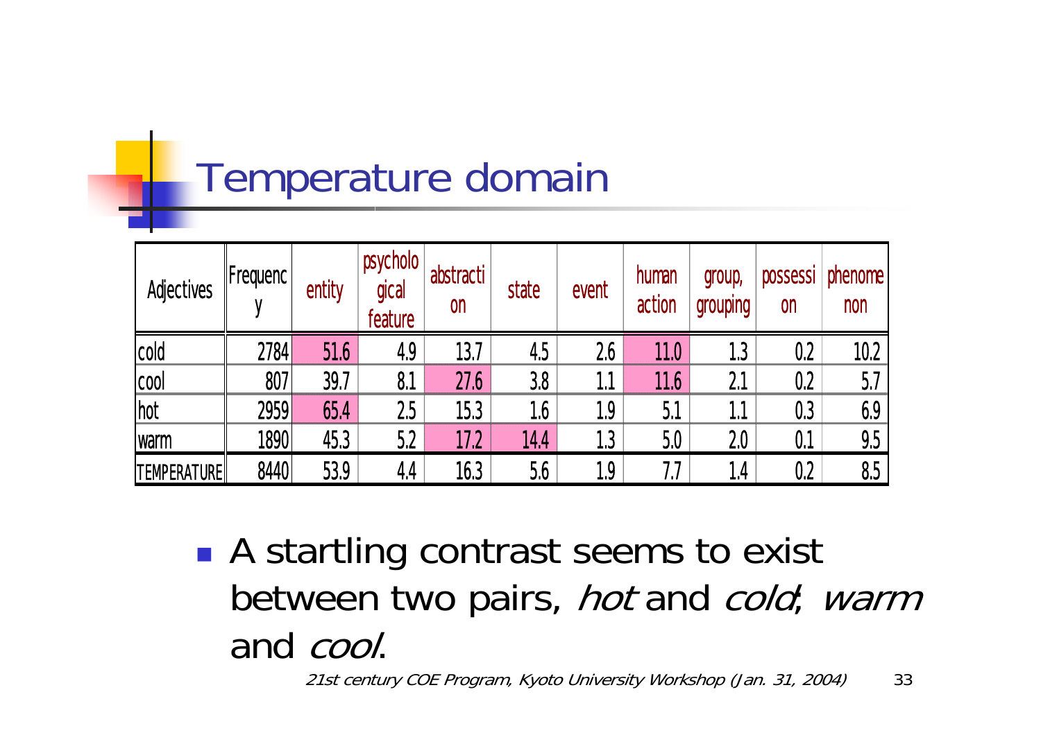# Temperature domain

| Adjectives | Frequency | entity | psychological feature | abstraction | state | event | human action | group, grouping | possession | phenomenon |
|---|---|---|---|---|---|---|---|---|---|---|
| cold | 2784 | 51.6 | 4.9 | 13.7 | 4.5 | 2.6 | 11.0 | 1.3 | 0.2 | 10.2 |
| cool | 807 | 39.7 | 8.1 | 27.6 | 3.8 | 1.1 | 11.6 | 2.1 | 0.2 | 5.7 |
| hot | 2959 | 65.4 | 2.5 | 15.3 | 1.6 | 1.9 | 5.1 | 1.1 | 0.3 | 6.9 |
| warm | 1890 | 45.3 | 5.2 | 17.2 | 14.4 | 1.3 | 5.0 | 2.0 | 0.1 | 9.5 |
| TEMPERATURE | 8440 | 53.9 | 4.4 | 16.3 | 5.6 | 1.9 | 7.7 | 1.4 | 0.2 | 8.5 |

- A startling contrast seems to exist between two pairs, *hot* and *cold*; *warm* and *cool*.

*21st century COE Program, Kyoto University Workshop (Jan. 31, 2004)*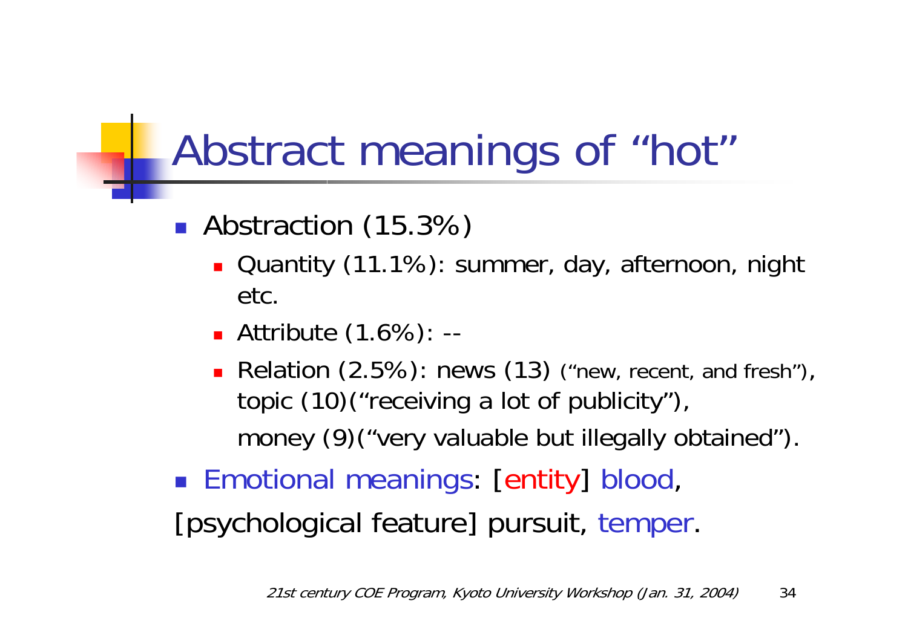# Abstract meanings of "hot"

- Abstraction (15.3%)
  - Quantity (11.1%): summer, day, afternoon, night etc.
  - Attribute (1.6%): --
  - Relation (2.5%): news (13) ("new, recent, and fresh"), topic (10)("receiving a lot of publicity"),
    money (9)("very valuable but illegally obtained").
- Emotional meanings: [entity] blood,

[psychological feature] pursuit, temper.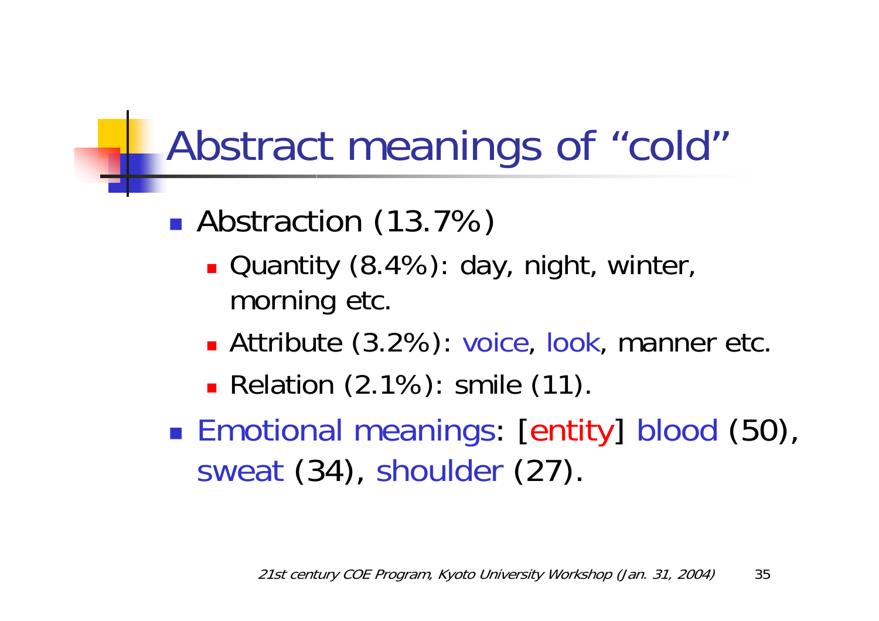# Abstract meanings of “cold”

- Abstraction (13.7%)
  - Quantity (8.4%): day, night, winter, morning etc.
  - Attribute (3.2%): voice, look, manner etc.
  - Relation (2.1%): smile (11).
- Emotional meanings: [entity] blood (50), sweat (34), shoulder (27).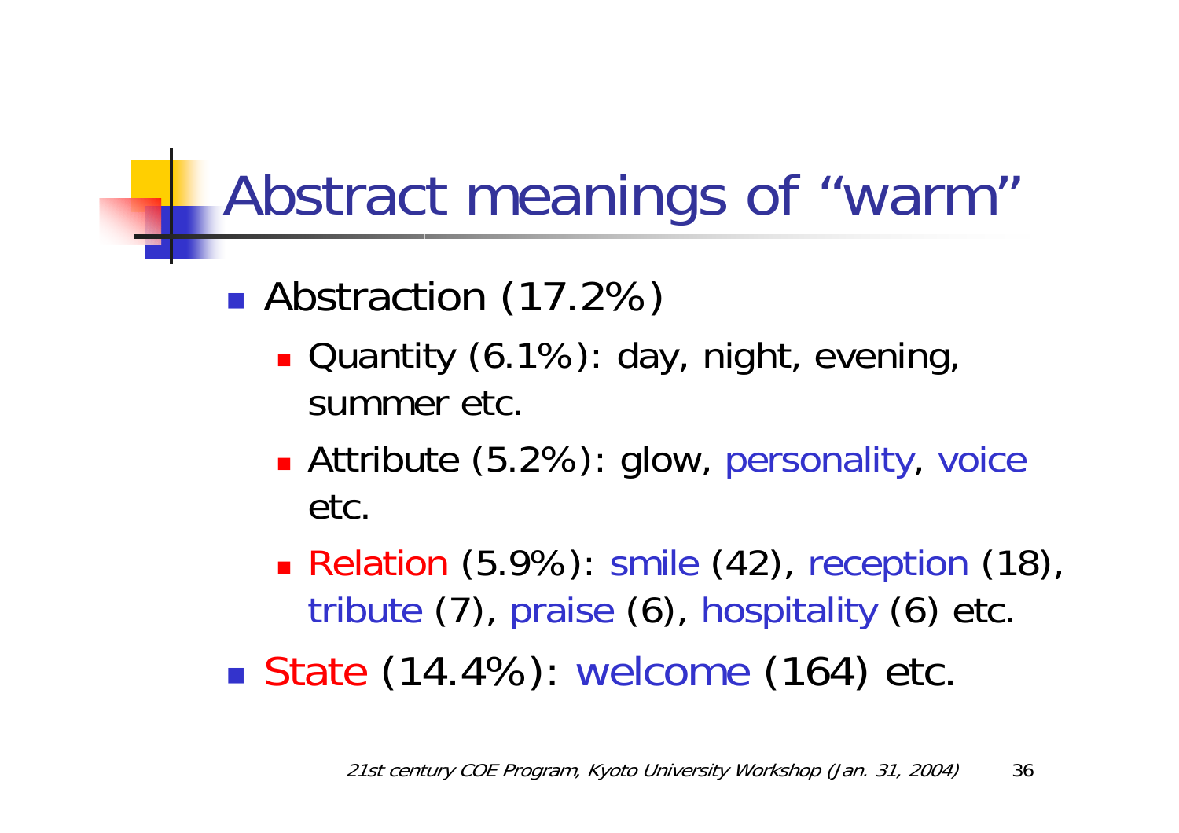# Abstract meanings of "warm"

- Abstraction (17.2%)
  - Quantity (6.1%): day, night, evening, summer etc.
  - Attribute (5.2%): glow, personality, voice etc.
  - Relation (5.9%): smile (42), reception (18), tribute (7), praise (6), hospitality (6) etc.
- State (14.4%): welcome (164) etc.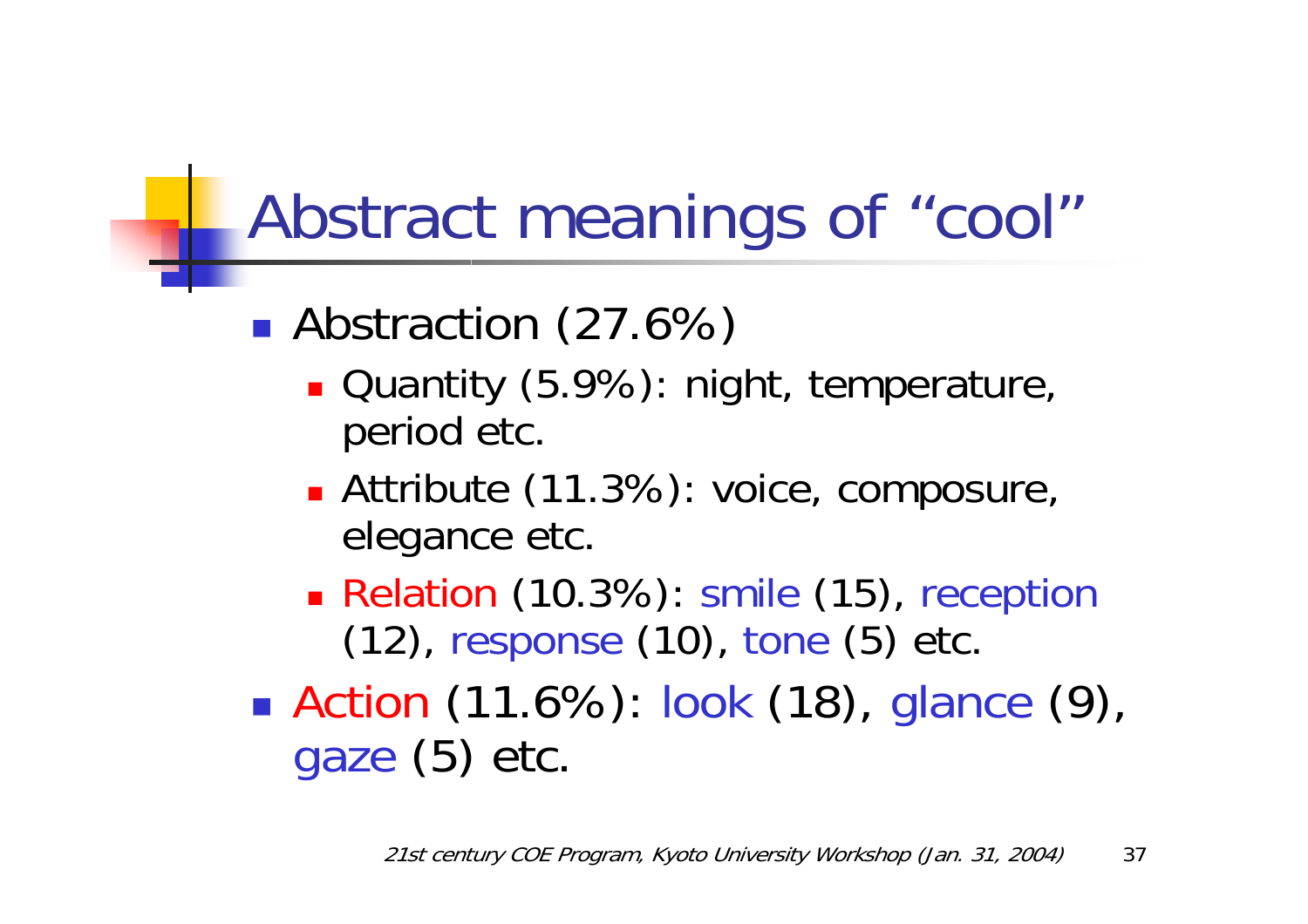# Abstract meanings of "cool"

- Abstraction (27.6%)
  - Quantity (5.9%): night, temperature, period etc.
  - Attribute (11.3%): voice, composure, elegance etc.
  - Relation (10.3%): smile (15), reception (12), response (10), tone (5) etc.
- Action (11.6%): look (18), glance (9), gaze (5) etc.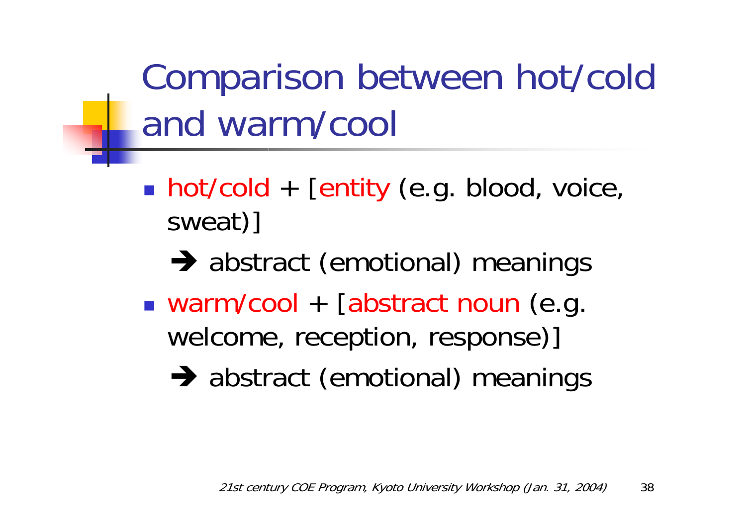# Comparison between hot/cold and warm/cool

- hot/cold + [entity (e.g. blood, voice, sweat)]

  ➔ abstract (emotional) meanings

- warm/cool + [abstract noun (e.g. welcome, reception, response)]

  ➔ abstract (emotional) meanings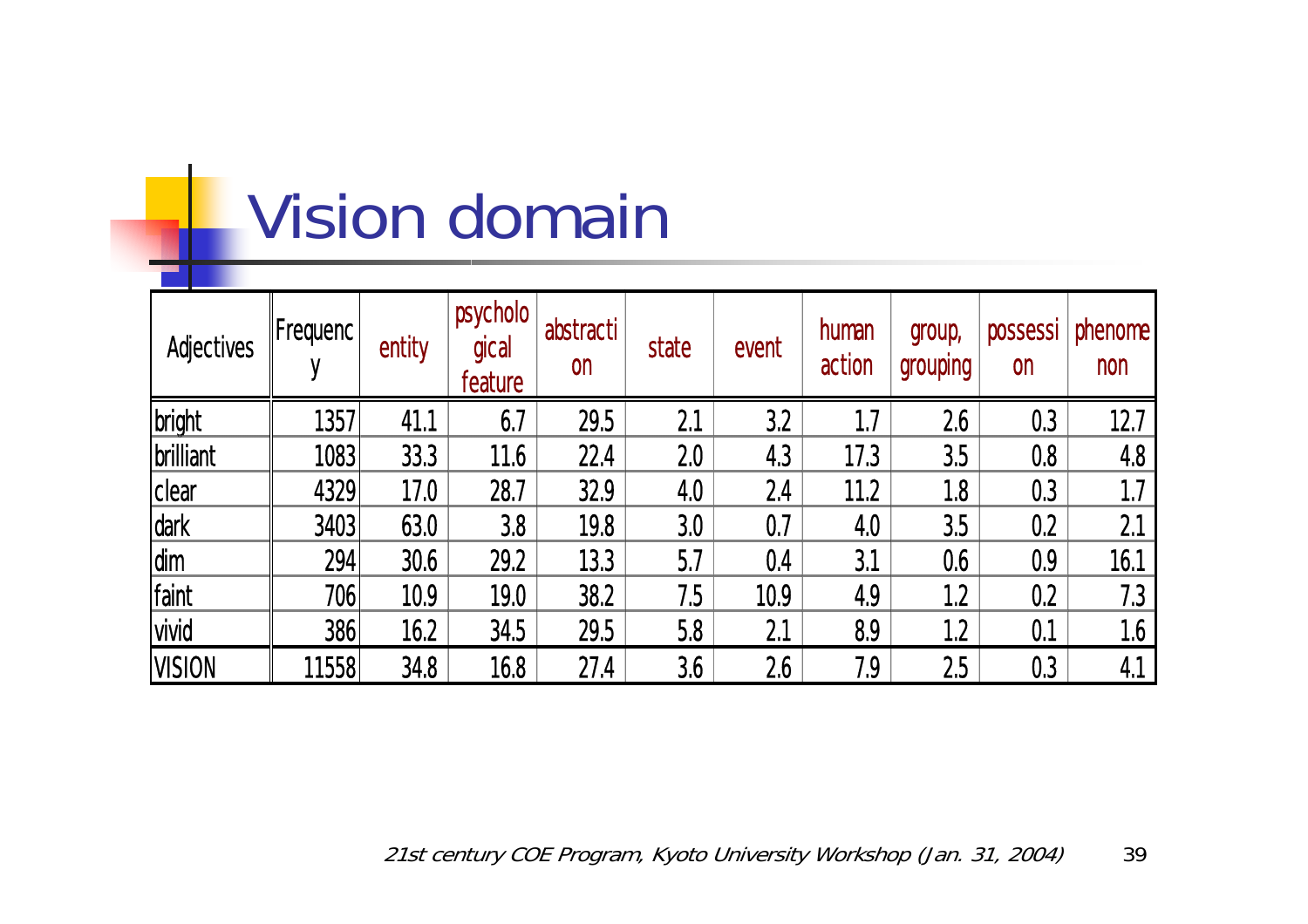# Vision domain

| Adjectives | Frequency | entity | psychological feature | abstraction | state | event | human action | group, grouping | possession | phenomenon |
|---|---|---|---|---|---|---|---|---|---|---|
| bright | 1357 | 41.1 | 6.7 | 29.5 | 2.1 | 3.2 | 1.7 | 2.6 | 0.3 | 12.7 |
| brilliant | 1083 | 33.3 | 11.6 | 22.4 | 2.0 | 4.3 | 17.3 | 3.5 | 0.8 | 4.8 |
| clear | 4329 | 17.0 | 28.7 | 32.9 | 4.0 | 2.4 | 11.2 | 1.8 | 0.3 | 1.7 |
| dark | 3403 | 63.0 | 3.8 | 19.8 | 3.0 | 0.7 | 4.0 | 3.5 | 0.2 | 2.1 |
| dim | 294 | 30.6 | 29.2 | 13.3 | 5.7 | 0.4 | 3.1 | 0.6 | 0.9 | 16.1 |
| faint | 706 | 10.9 | 19.0 | 38.2 | 7.5 | 10.9 | 4.9 | 1.2 | 0.2 | 7.3 |
| vivid | 386 | 16.2 | 34.5 | 29.5 | 5.8 | 2.1 | 8.9 | 1.2 | 0.1 | 1.6 |
| VISION | 11558 | 34.8 | 16.8 | 27.4 | 3.6 | 2.6 | 7.9 | 2.5 | 0.3 | 4.1 |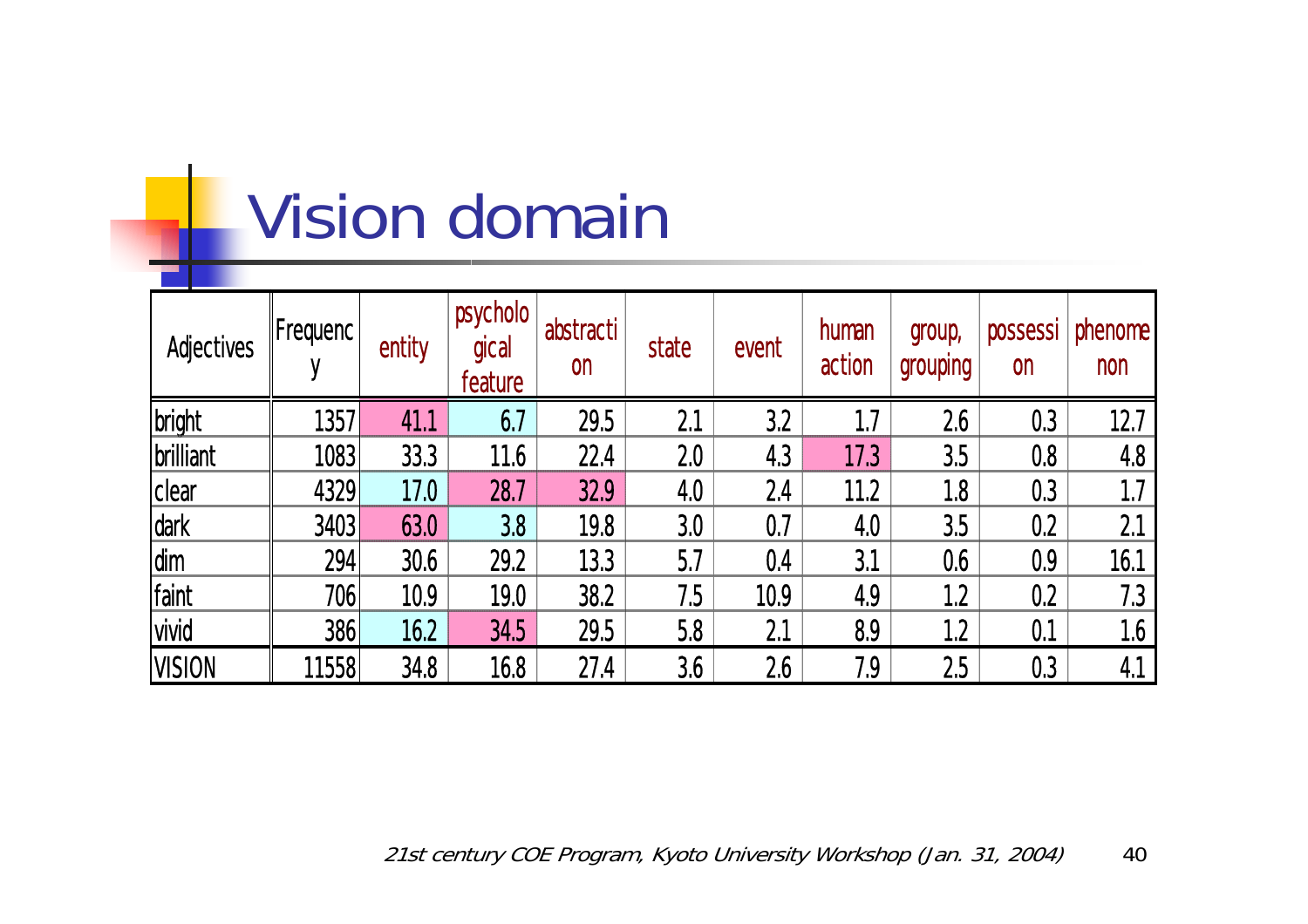# Vision domain

| Adjectives | Frequency | entity | psychological feature | abstraction | state | event | human action | group, grouping | possession | phenomenon |
|---|---|---|---|---|---|---|---|---|---|---|
| bright | 1357 | 41.1 | 6.7 | 29.5 | 2.1 | 3.2 | 1.7 | 2.6 | 0.3 | 12.7 |
| brilliant | 1083 | 33.3 | 11.6 | 22.4 | 2.0 | 4.3 | 17.3 | 3.5 | 0.8 | 4.8 |
| clear | 4329 | 17.0 | 28.7 | 32.9 | 4.0 | 2.4 | 11.2 | 1.8 | 0.3 | 1.7 |
| dark | 3403 | 63.0 | 3.8 | 19.8 | 3.0 | 0.7 | 4.0 | 3.5 | 0.2 | 2.1 |
| dim | 294 | 30.6 | 29.2 | 13.3 | 5.7 | 0.4 | 3.1 | 0.6 | 0.9 | 16.1 |
| faint | 706 | 10.9 | 19.0 | 38.2 | 7.5 | 10.9 | 4.9 | 1.2 | 0.2 | 7.3 |
| vivid | 386 | 16.2 | 34.5 | 29.5 | 5.8 | 2.1 | 8.9 | 1.2 | 0.1 | 1.6 |
| VISION | 11558 | 34.8 | 16.8 | 27.4 | 3.6 | 2.6 | 7.9 | 2.5 | 0.3 | 4.1 |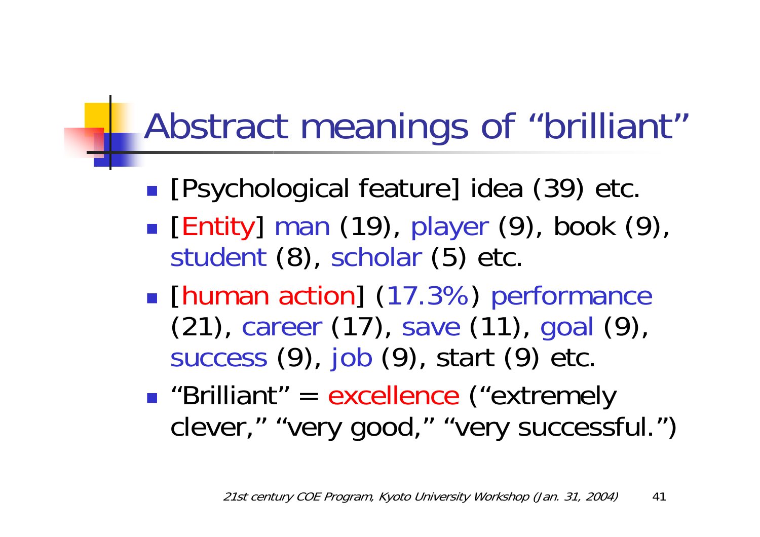# Abstract meanings of "brilliant"

- [Psychological feature] idea (39) etc.
- [Entity] man (19), player (9), book (9), student (8), scholar (5) etc.
- [human action] (17.3%) performance (21), career (17), save (11), goal (9), success (9), job (9), start (9) etc.
- "Brilliant" = excellence ("extremely clever," "very good," "very successful.")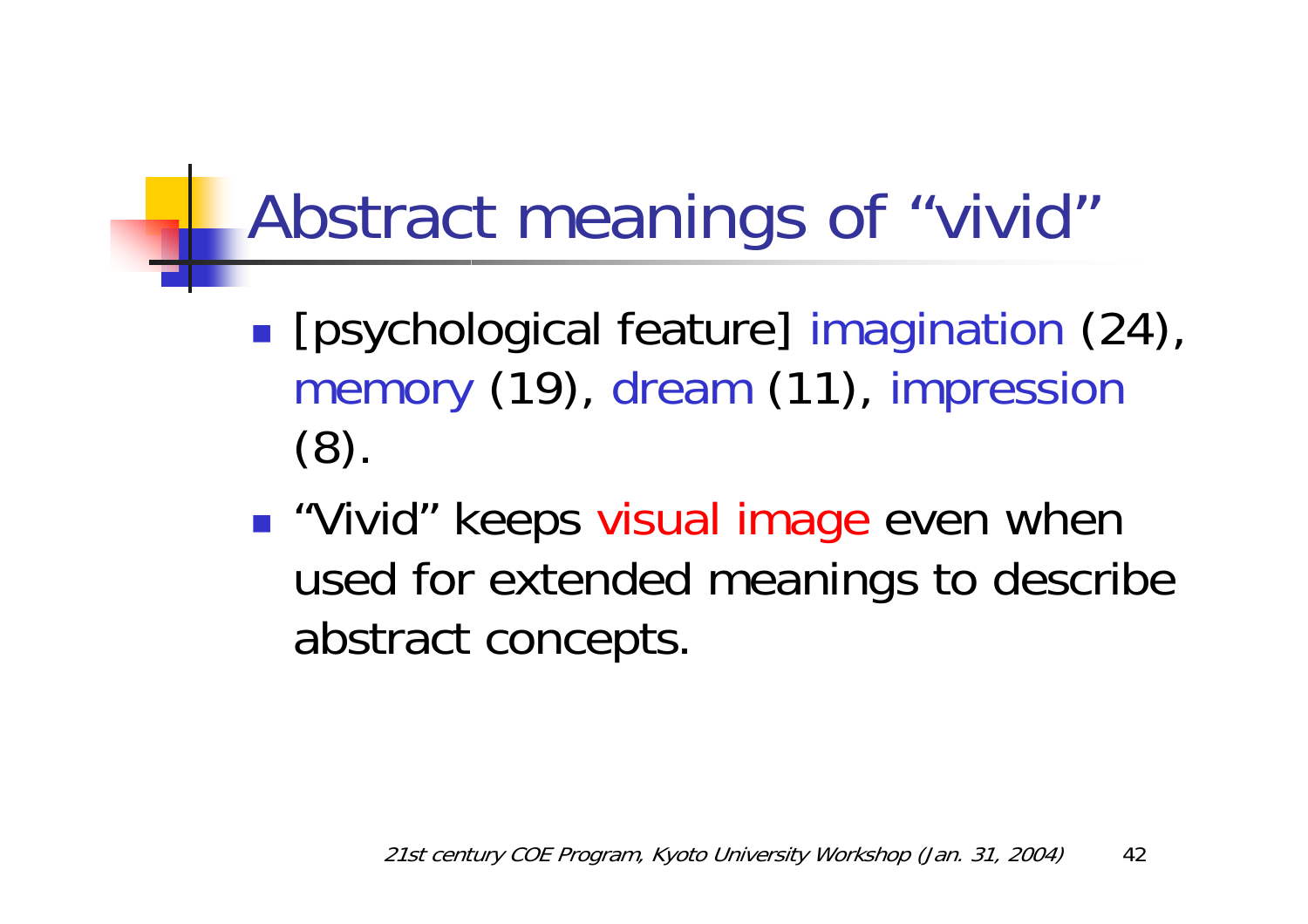# Abstract meanings of "vivid"

- [psychological feature] imagination (24), memory (19), dream (11), impression (8).
- "Vivid" keeps visual image even when used for extended meanings to describe abstract concepts.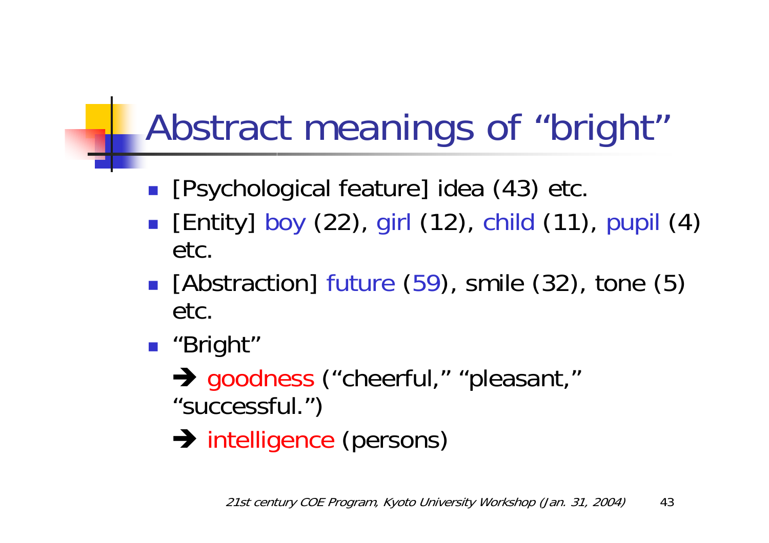# Abstract meanings of "bright"

- [Psychological feature] idea (43) etc.
- [Entity] boy (22), girl (12), child (11), pupil (4) etc.
- [Abstraction] future (59), smile (32), tone (5) etc.
- "Bright"

  → goodness ("cheerful," "pleasant," "successful.")

  → intelligence (persons)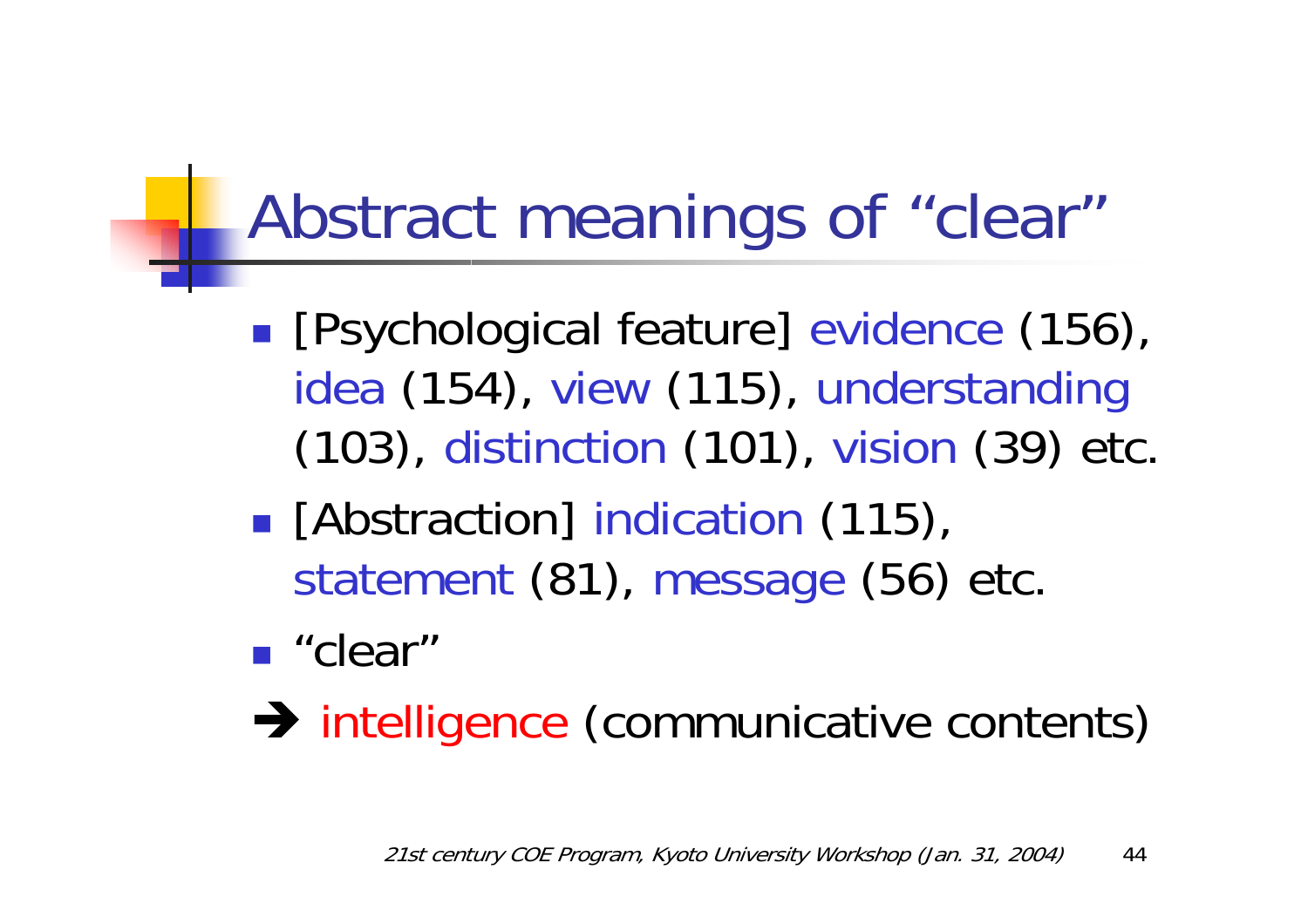# Abstract meanings of "clear"

- [Psychological feature] evidence (156), idea (154), view (115), understanding (103), distinction (101), vision (39) etc.
- [Abstraction] indication (115), statement (81), message (56) etc.
- "clear"

➔ intelligence (communicative contents)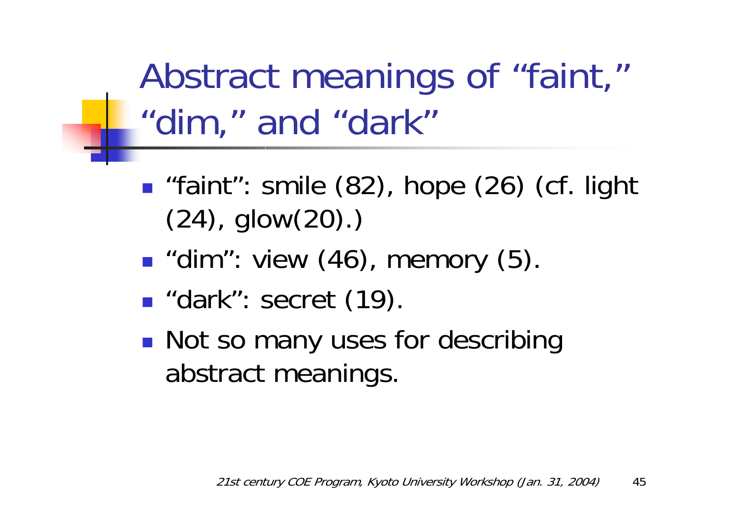# Abstract meanings of “faint,” “dim,” and “dark”

- “faint”: smile (82), hope (26) (cf. light (24), glow(20).)
- “dim”: view (46), memory (5).
- “dark”: secret (19).
- Not so many uses for describing abstract meanings.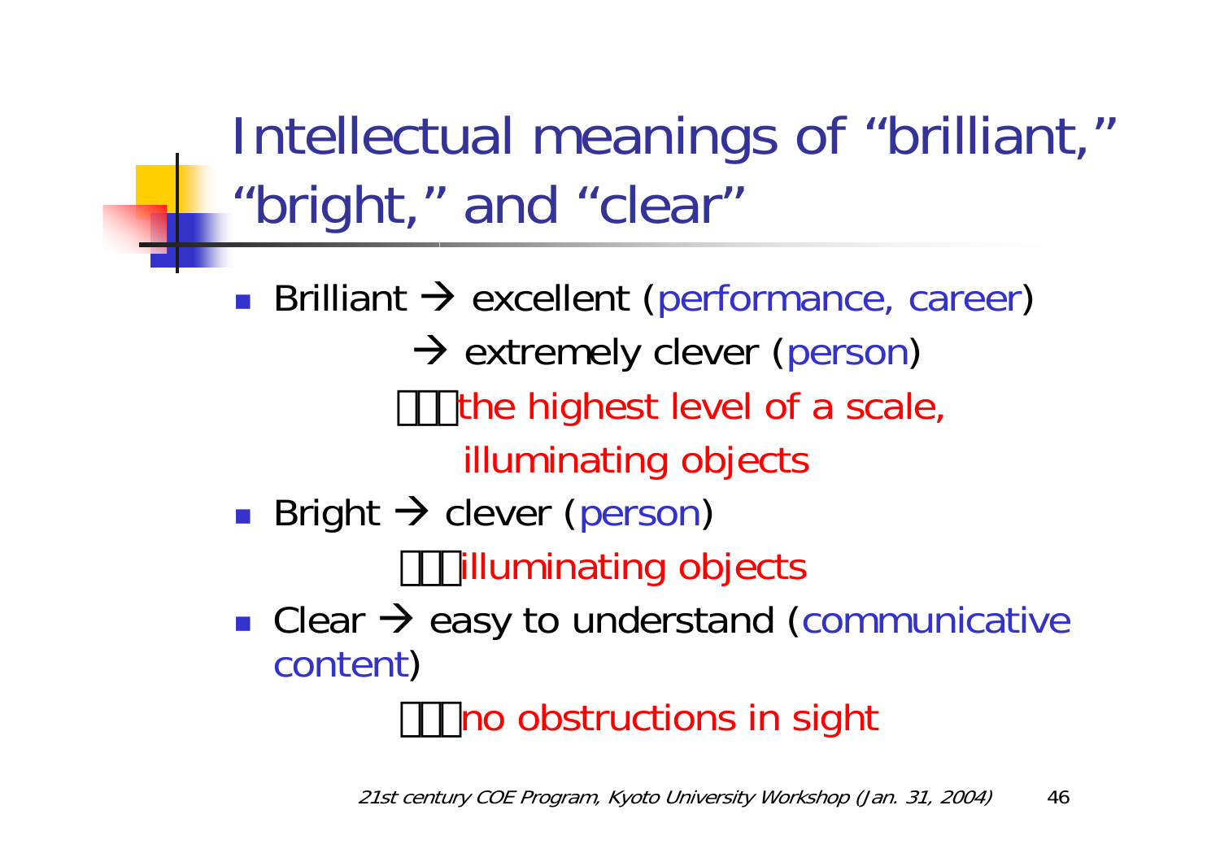# Intellectual meanings of "brilliant," "bright," and "clear"

- Brilliant → excellent (performance, career)

  → extremely clever (person)

  □□□the highest level of a scale, illuminating objects

- Bright → clever (person)

  □□□illuminating objects

- Clear → easy to understand (communicative content)

  □□□no obstructions in sight

*21st century COE Program, Kyoto University Workshop (Jan. 31, 2004)*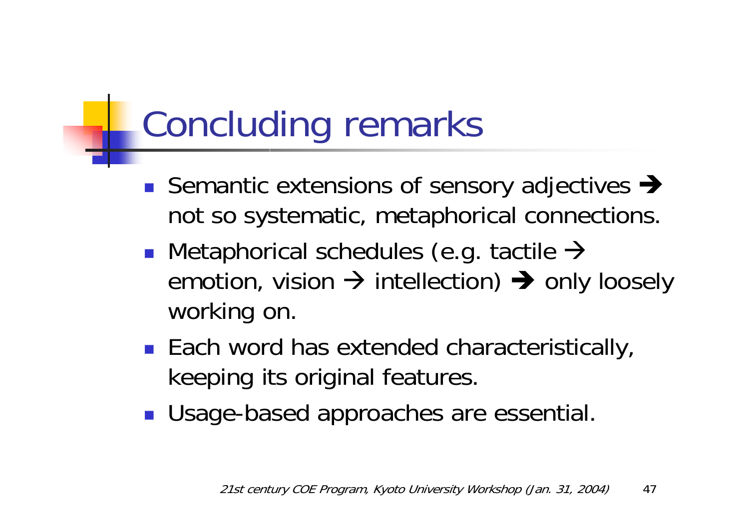# Concluding remarks

- Semantic extensions of sensory adjectives ➔ not so systematic, metaphorical connections.
- Metaphorical schedules (e.g. tactile → emotion, vision → intellection) ➔ only loosely working on.
- Each word has extended characteristically, keeping its original features.
- Usage-based approaches are essential.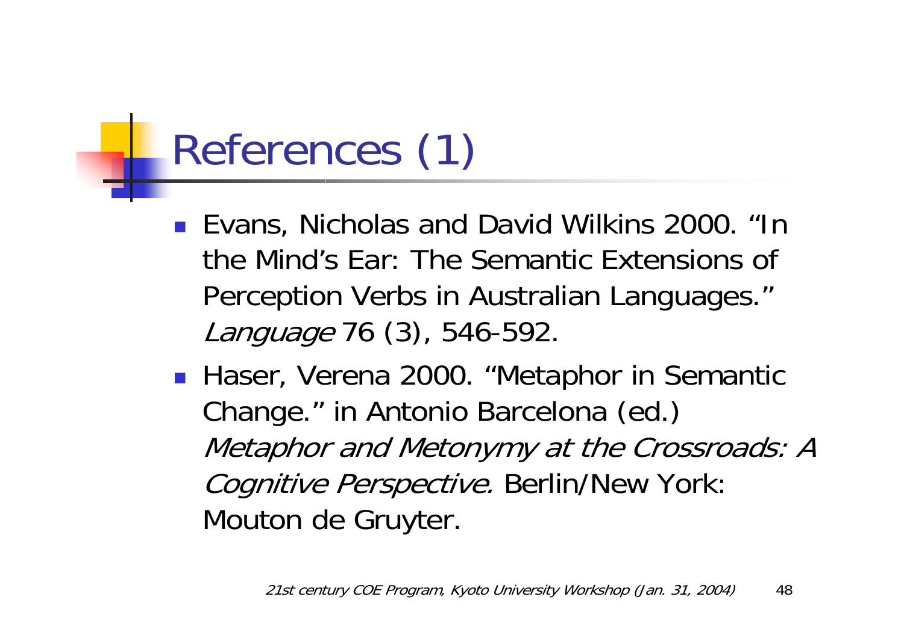# References (1)

- Evans, Nicholas and David Wilkins 2000. "In the Mind's Ear: The Semantic Extensions of Perception Verbs in Australian Languages." *Language* 76 (3), 546-592.
- Haser, Verena 2000. "Metaphor in Semantic Change." in Antonio Barcelona (ed.) *Metaphor and Metonymy at the Crossroads: A Cognitive Perspective.* Berlin/New York: Mouton de Gruyter.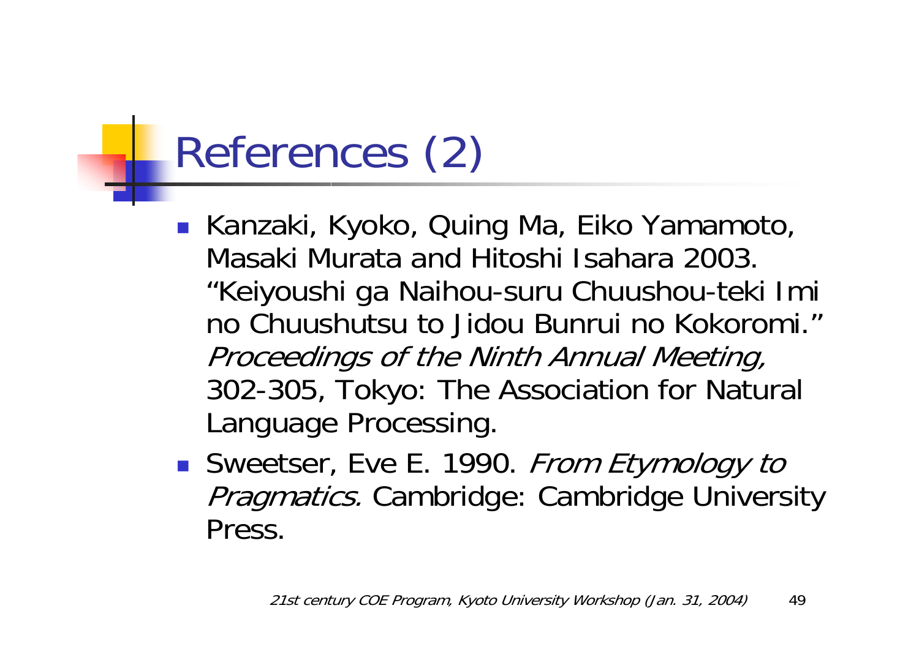# References (2)

- Kanzaki, Kyoko, Quing Ma, Eiko Yamamoto, Masaki Murata and Hitoshi Isahara 2003. "Keiyoushi ga Naihou-suru Chuushou-teki Imi no Chuushutsu to Jidou Bunrui no Kokoromi." *Proceedings of the Ninth Annual Meeting,* 302-305, Tokyo: The Association for Natural Language Processing.
- Sweetser, Eve E. 1990. *From Etymology to Pragmatics.* Cambridge: Cambridge University Press.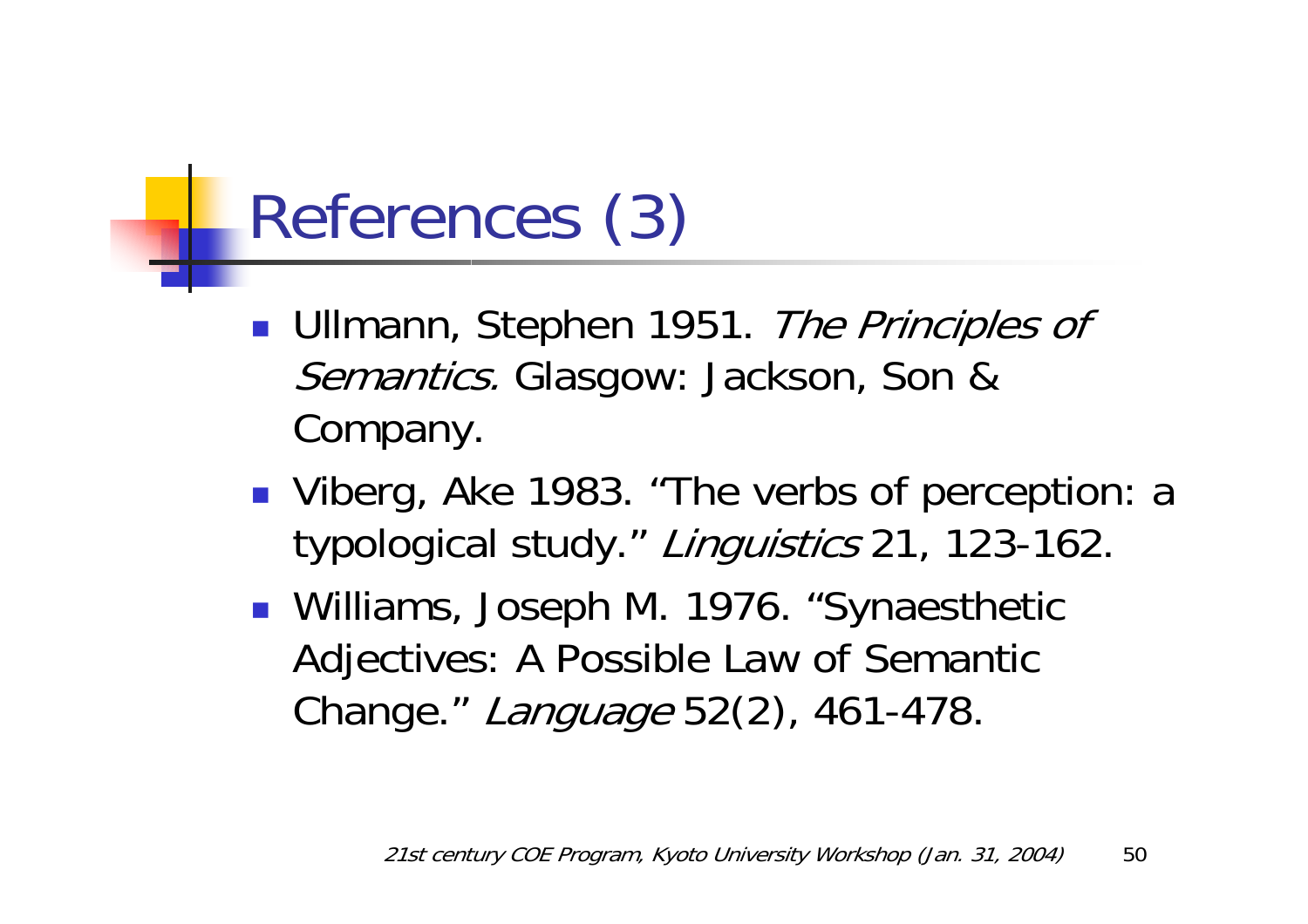# References (3)

- Ullmann, Stephen 1951. *The Principles of Semantics.* Glasgow: Jackson, Son & Company.
- Viberg, Ake 1983. "The verbs of perception: a typological study." *Linguistics* 21, 123-162.
- Williams, Joseph M. 1976. "Synaesthetic Adjectives: A Possible Law of Semantic Change." *Language* 52(2), 461-478.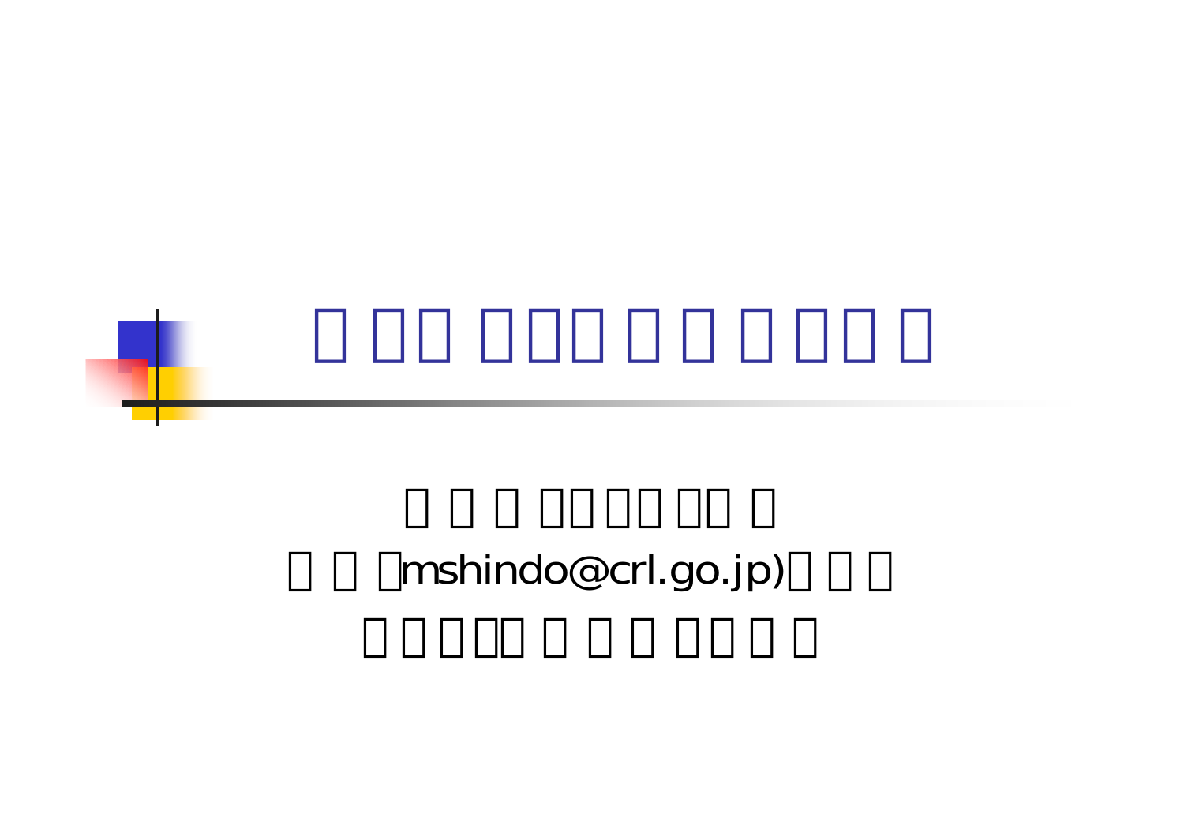mshindo@crl.go.jp)